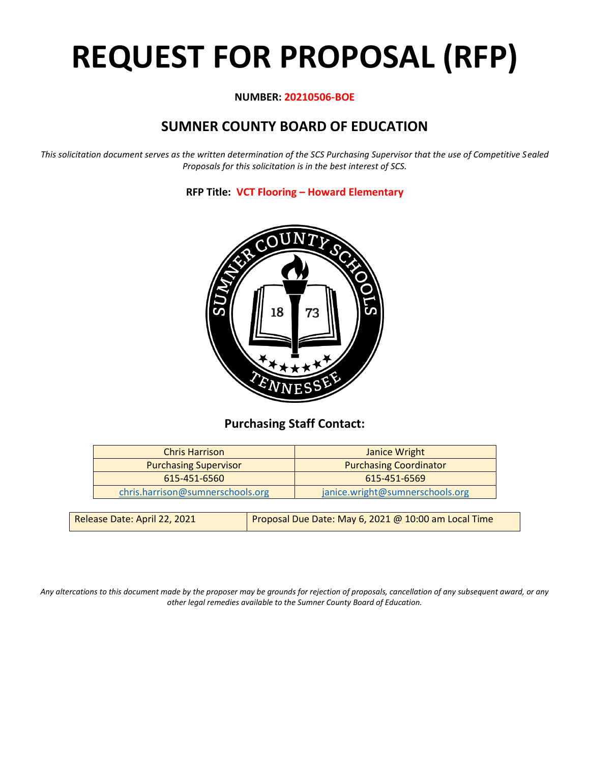# REQUEST FOR PROPOSAL (RFP)

**NUMBER: 20210506-BOE**

## SUMNER COUNTY BOARD OF EDUCATION

*This solicitation document serves as the written determination of the SCS Purchasing Supervisor that the use of Competitive Sealed Proposals for this solicitation is in the best interest of SCS.*

**RFP Title: VCT Flooring – Howard Elementary**

### Purchasing Staff Contact:

| Chris Harrison | Janice Wright |
|---|---|
| Purchasing Supervisor | Purchasing Coordinator |
| 615-451-6560 | 615-451-6569 |
| chris.harrison@sumnerschools.org | janice.wright@sumnerschools.org |

| Release Date: April 22, 2021 | Proposal Due Date: May 6, 2021 @ 10:00 am Local Time |
|---|---|

*Any altercations to this document made by the proposer may be grounds for rejection of proposals, cancellation of any subsequent award, or any other legal remedies available to the Sumner County Board of Education.*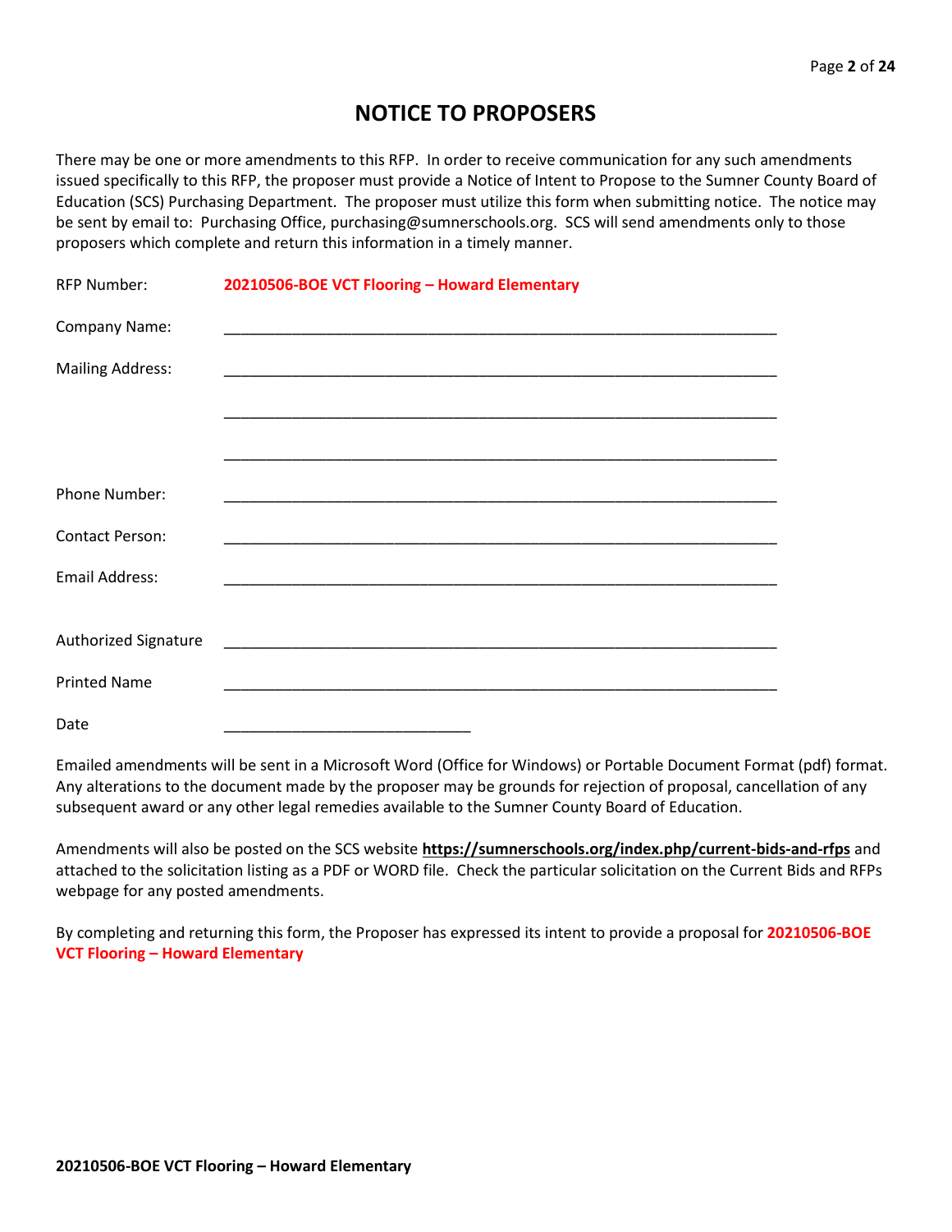# NOTICE TO PROPOSERS

There may be one or more amendments to this RFP. In order to receive communication for any such amendments issued specifically to this RFP, the proposer must provide a Notice of Intent to Propose to the Sumner County Board of Education (SCS) Purchasing Department. The proposer must utilize this form when submitting notice. The notice may be sent by email to: Purchasing Office, purchasing@sumnerschools.org. SCS will send amendments only to those proposers which complete and return this information in a timely manner.

RFP Number: **20210506-BOE VCT Flooring – Howard Elementary**

Company Name: ____________________________________________________________________

Mailing Address: ____________________________________________________________________

____________________________________________________________________

____________________________________________________________________

Phone Number: ____________________________________________________________________

Contact Person: ____________________________________________________________________

Email Address: ____________________________________________________________________

Authorized Signature ____________________________________________________________________

Printed Name ____________________________________________________________________

Date ______________________________

Emailed amendments will be sent in a Microsoft Word (Office for Windows) or Portable Document Format (pdf) format. Any alterations to the document made by the proposer may be grounds for rejection of proposal, cancellation of any subsequent award or any other legal remedies available to the Sumner County Board of Education.

Amendments will also be posted on the SCS website **https://sumnerschools.org/index.php/current-bids-and-rfps** and attached to the solicitation listing as a PDF or WORD file. Check the particular solicitation on the Current Bids and RFPs webpage for any posted amendments.

By completing and returning this form, the Proposer has expressed its intent to provide a proposal for **20210506-BOE VCT Flooring – Howard Elementary**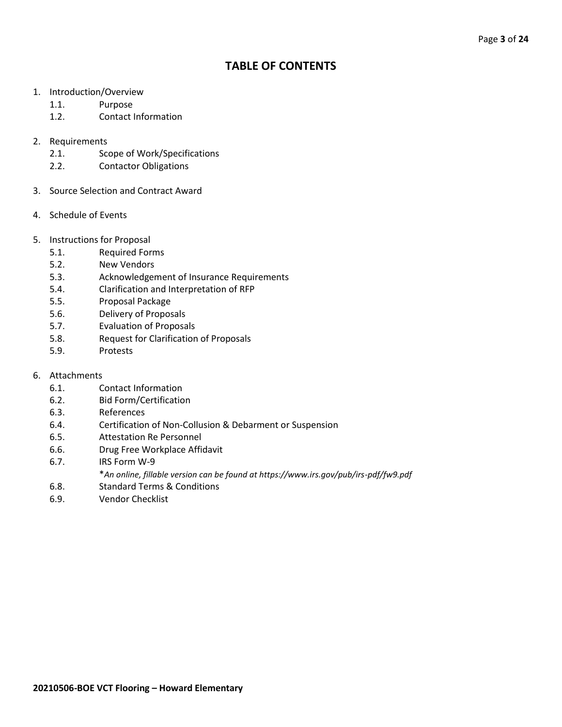# TABLE OF CONTENTS

1. Introduction/Overview
   - 1.1. Purpose
   - 1.2. Contact Information

2. Requirements
   - 2.1. Scope of Work/Specifications
   - 2.2. Contactor Obligations

3. Source Selection and Contract Award

4. Schedule of Events

5. Instructions for Proposal
   - 5.1. Required Forms
   - 5.2. New Vendors
   - 5.3. Acknowledgement of Insurance Requirements
   - 5.4. Clarification and Interpretation of RFP
   - 5.5. Proposal Package
   - 5.6. Delivery of Proposals
   - 5.7. Evaluation of Proposals
   - 5.8. Request for Clarification of Proposals
   - 5.9. Protests

6. Attachments
   - 6.1. Contact Information
   - 6.2. Bid Form/Certification
   - 6.3. References
   - 6.4. Certification of Non-Collusion & Debarment or Suspension
   - 6.5. Attestation Re Personnel
   - 6.6. Drug Free Workplace Affidavit
   - 6.7. IRS Form W-9
     
     \**An online, fillable version can be found at https://www.irs.gov/pub/irs-pdf/fw9.pdf*
   - 6.8. Standard Terms & Conditions
   - 6.9. Vendor Checklist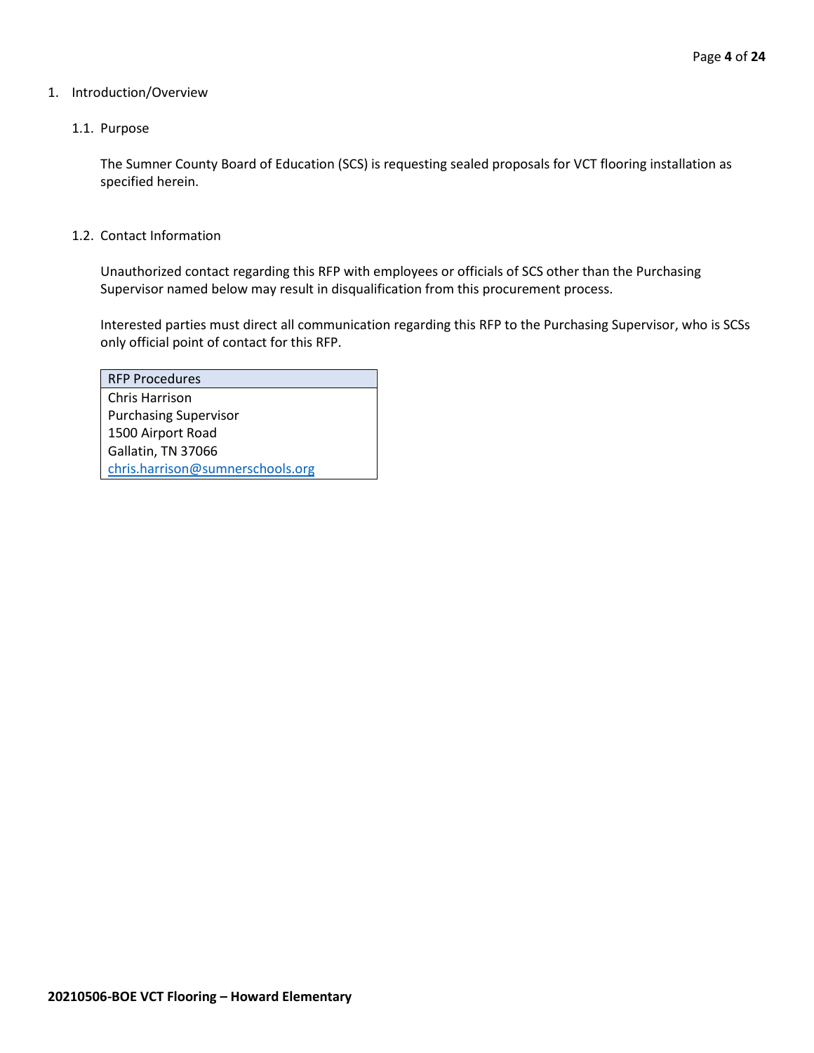# 1. Introduction/Overview

## 1.1. Purpose

The Sumner County Board of Education (SCS) is requesting sealed proposals for VCT flooring installation as specified herein.

## 1.2. Contact Information

Unauthorized contact regarding this RFP with employees or officials of SCS other than the Purchasing Supervisor named below may result in disqualification from this procurement process.

Interested parties must direct all communication regarding this RFP to the Purchasing Supervisor, who is SCSs only official point of contact for this RFP.

| RFP Procedures |
| --- |
| Chris Harrison<br>Purchasing Supervisor<br>1500 Airport Road<br>Gallatin, TN 37066<br>chris.harrison@sumnerschools.org |

**20210506-BOE VCT Flooring – Howard Elementary**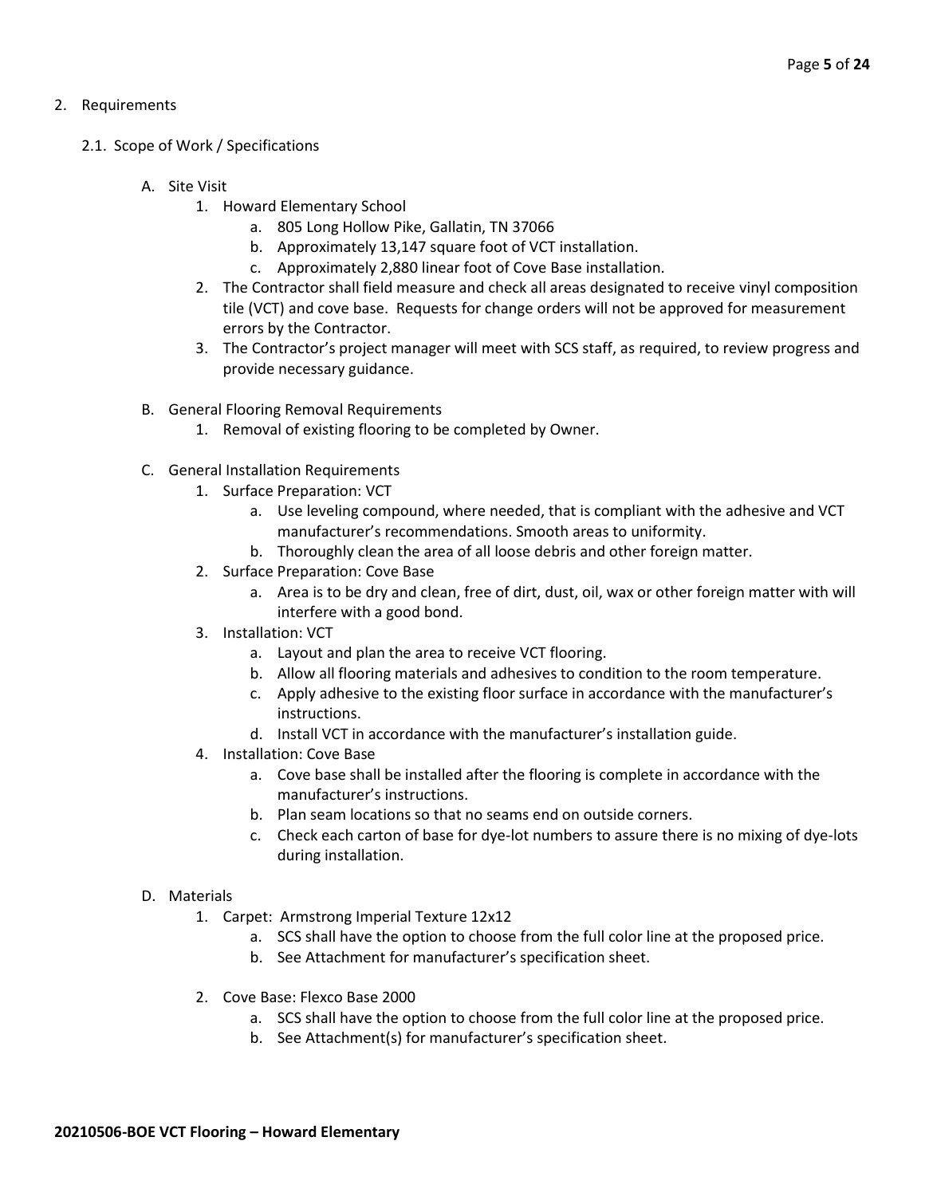2. Requirements

   2.1. Scope of Work / Specifications

      A. Site Visit
         1. Howard Elementary School
            a. 805 Long Hollow Pike, Gallatin, TN 37066
            b. Approximately 13,147 square foot of VCT installation.
            c. Approximately 2,880 linear foot of Cove Base installation.
         2. The Contractor shall field measure and check all areas designated to receive vinyl composition tile (VCT) and cove base. Requests for change orders will not be approved for measurement errors by the Contractor.
         3. The Contractor's project manager will meet with SCS staff, as required, to review progress and provide necessary guidance.

      B. General Flooring Removal Requirements
         1. Removal of existing flooring to be completed by Owner.

      C. General Installation Requirements
         1. Surface Preparation: VCT
            a. Use leveling compound, where needed, that is compliant with the adhesive and VCT manufacturer's recommendations. Smooth areas to uniformity.
            b. Thoroughly clean the area of all loose debris and other foreign matter.
         2. Surface Preparation: Cove Base
            a. Area is to be dry and clean, free of dirt, dust, oil, wax or other foreign matter with will interfere with a good bond.
         3. Installation: VCT
            a. Layout and plan the area to receive VCT flooring.
            b. Allow all flooring materials and adhesives to condition to the room temperature.
            c. Apply adhesive to the existing floor surface in accordance with the manufacturer's instructions.
            d. Install VCT in accordance with the manufacturer's installation guide.
         4. Installation: Cove Base
            a. Cove base shall be installed after the flooring is complete in accordance with the manufacturer's instructions.
            b. Plan seam locations so that no seams end on outside corners.
            c. Check each carton of base for dye-lot numbers to assure there is no mixing of dye-lots during installation.

      D. Materials
         1. Carpet: Armstrong Imperial Texture 12x12
            a. SCS shall have the option to choose from the full color line at the proposed price.
            b. See Attachment for manufacturer's specification sheet.

         2. Cove Base: Flexco Base 2000
            a. SCS shall have the option to choose from the full color line at the proposed price.
            b. See Attachment(s) for manufacturer's specification sheet.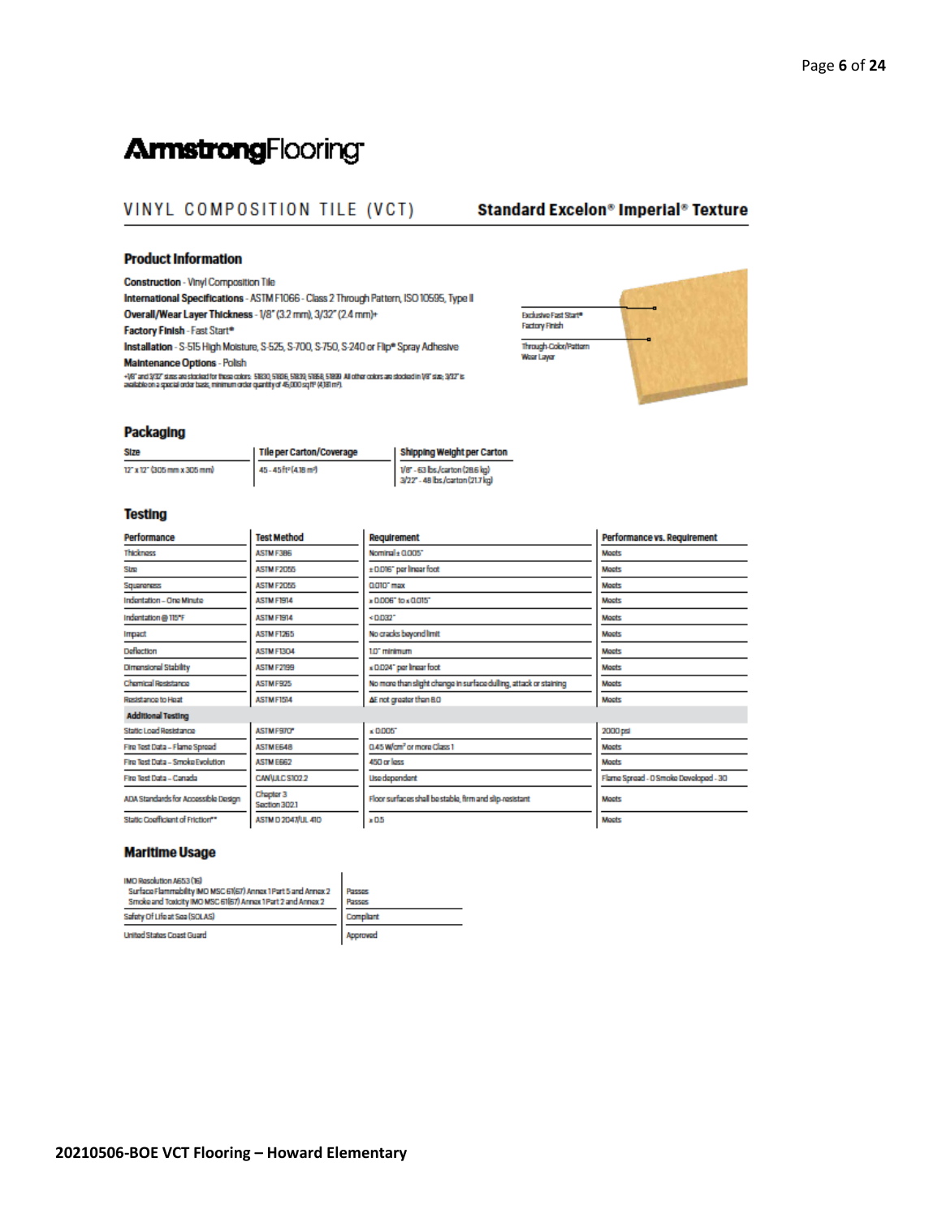# ArmstrongFlooring

VINYL COMPOSITION TILE (VCT) **Standard Excelon® Imperial® Texture**

## Product Information

**Construction** - Vinyl Composition Tile
**International Specifications** - ASTM F1066 - Class 2 Through Pattern, ISO 10595, Type II
**Overall/Wear Layer Thickness** - 1/8" (3.2 mm), 3/32" (2.4 mm)+
**Factory Finish** - Fast Start®
**Installation** - S-515 High Moisture, S-525, S-700, S-750, S-240 or Flip® Spray Adhesive
**Maintenance Options** - Polish

+1/8" and 3/32" sizes are stocked for these colors: 51830, 51836, 51839, 51858, 51899. All other colors are stocked in 1/8" size; 3/32" is available on a special order basis, minimum order quantity of 45,000 sq ft² (4,181 m²).

Exclusive Fast Start® Factory Finish

Through-Color/Pattern Wear Layer

## Packaging

| Size | Tile per Carton/Coverage | Shipping Weight per Carton |
|---|---|---|
| 12" x 12" (305 mm x 305 mm) | 45 - 45 ft² (4.18 m²) | 1/8" - 63 lbs./carton (28.6 kg)<br>3/32" - 48 lbs./carton (21.7 kg) |

## Testing

| Performance | Test Method | Requirement | Performance vs. Requirement |
|---|---|---|---|
| Thickness | ASTM F386 | Nominal ± 0.005" | Meets |
| Size | ASTM F2055 | ± 0.016" per linear foot | Meets |
| Squareness | ASTM F2055 | 0.010" max | Meets |
| Indentation – One Minute | ASTM F1914 | ≥ 0.006" to ≤ 0.015" | Meets |
| Indentation @ 115°F | ASTM F1914 | < 0.032" | Meets |
| Impact | ASTM F1265 | No cracks beyond limit | Meets |
| Deflection | ASTM F1304 | 1.0" minimum | Meets |
| Dimensional Stability | ASTM F2199 | ≤ 0.024" per linear foot | Meets |
| Chemical Resistance | ASTM F925 | No more than slight change in surface dulling, attack or staining | Meets |
| Resistance to Heat | ASTM F1514 | ΔE not greater than 8.0 | Meets |
| **Additional Testing** | | | |
| Static Load Resistance | ASTM F970* | ≤ 0.005" | 2000 psi |
| Fire Test Data – Flame Spread | ASTM E648 | 0.45 W/cm² or more Class 1 | Meets |
| Fire Test Data – Smoke Evolution | ASTM E662 | 450 or less | Meets |
| Fire Test Data – Canada | CAN/ULC S102.2 | Use dependent | Flame Spread - 0 Smoke Developed - 30 |
| ADA Standards for Accessible Design | Chapter 3 Section 302.1 | Floor surfaces shall be stable, firm and slip-resistant | Meets |
| Static Coefficient of Friction** | ASTM D 2047/UL 410 | ≥ 0.5 | Meets |

## Maritime Usage

| | |
|---|---|
| IMO Resolution A653 (16)<br>Surface Flammability IMO MSC 61(67) Annex 1 Part 5 and Annex 2<br>Smoke and Toxicity IMO MSC 61(67) Annex 1 Part 2 and Annex 2 | Passes<br>Passes |
| Safety Of Life at Sea (SOLAS) | Compliant |
| United States Coast Guard | Approved |

**20210506-BOE VCT Flooring – Howard Elementary**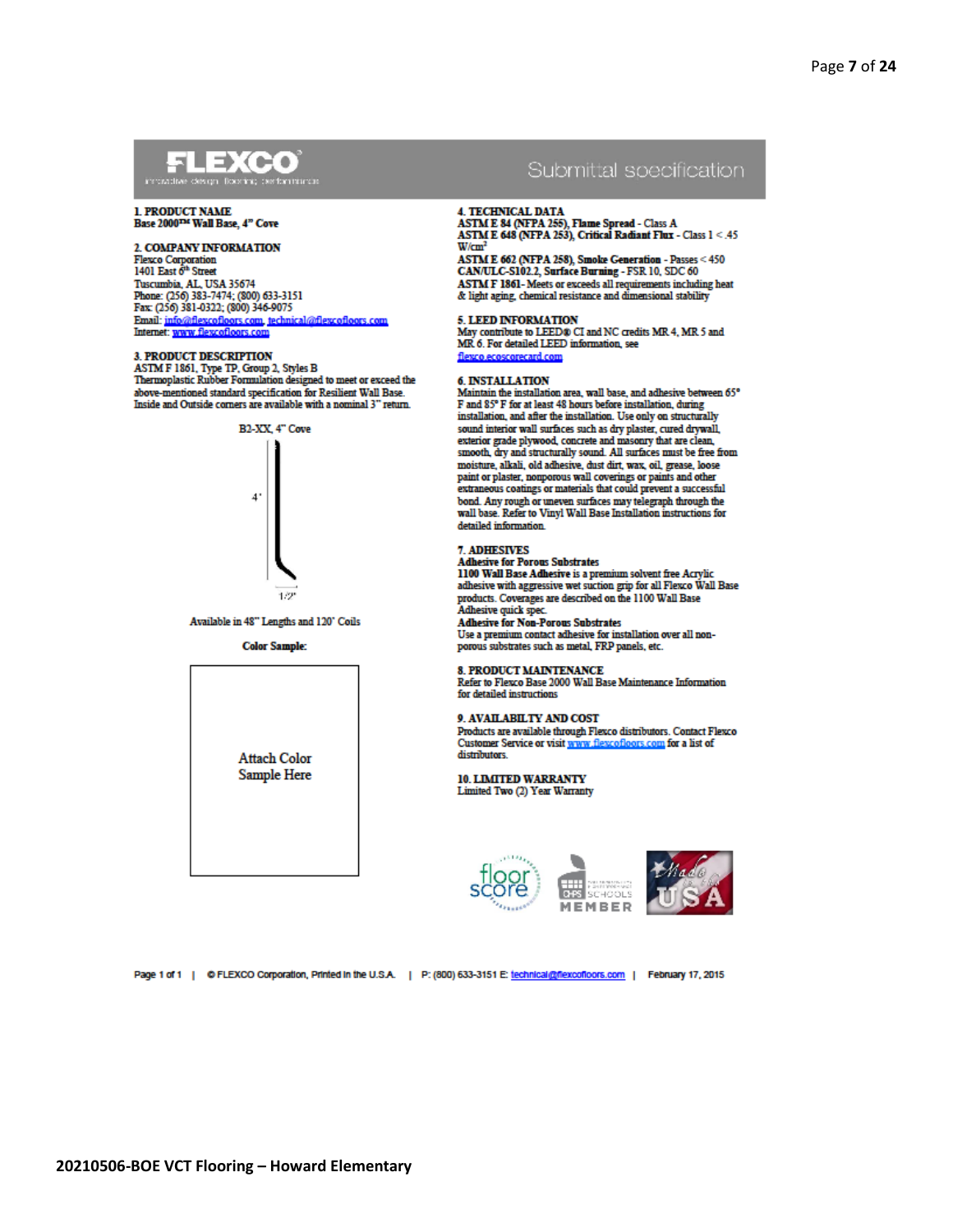# FLEXCO

innovative design · flooring · performance

## Submittal specification

**1. PRODUCT NAME**
**Base 2000™ Wall Base, 4" Cove**

**2. COMPANY INFORMATION**
Flexco Corporation
1401 East 6th Street
Tuscumbia, AL, USA 35674
Phone: (256) 383-7474; (800) 633-3151
Fax: (256) 381-0322; (800) 346-9075
Email: info@flexcofloors.com, technical@flexcofloors.com
Internet: www.flexcofloors.com

**3. PRODUCT DESCRIPTION**
ASTM F 1861, Type TP, Group 2, Styles B
Thermoplastic Rubber Formulation designed to meet or exceed the above-mentioned standard specification for Resilient Wall Base. Inside and Outside corners are available with a nominal 3" return.

B2-XX, 4" Cove

4"

1/2"

Available in 48" Lengths and 120' Coils

**Color Sample:**

Attach Color Sample Here

**4. TECHNICAL DATA**
**ASTM E 84 (NFPA 255), Flame Spread** - Class A
**ASTM E 648 (NFPA 253), Critical Radiant Flux** - Class 1 < .45 W/cm²
**ASTM E 662 (NFPA 258), Smoke Generation** - Passes < 450
**CAN/ULC-S102.2, Surface Burning** - FSR 10, SDC 60
**ASTM F 1861**- Meets or exceeds all requirements including heat & light aging, chemical resistance and dimensional stability

**5. LEED INFORMATION**
May contribute to LEED® CI and NC credits MR 4, MR 5 and MR 6. For detailed LEED information, see flexco.ecoscorecard.com

**6. INSTALLATION**
Maintain the installation area, wall base, and adhesive between 65° F and 85° F for at least 48 hours before installation, during installation, and after the installation. Use only on structurally sound interior wall surfaces such as dry plaster, cured drywall, exterior grade plywood, concrete and masonry that are clean, smooth, dry and structurally sound. All surfaces must be free from moisture, alkali, old adhesive, dust dirt, wax, oil, grease, loose paint or plaster, nonporous wall coverings or paints and other extraneous coatings or materials that could prevent a successful bond. Any rough or uneven surfaces may telegraph through the wall base. Refer to Vinyl Wall Base Installation instructions for detailed information.

**7. ADHESIVES**
**Adhesive for Porous Substrates**
**1100 Wall Base Adhesive** is a premium solvent free Acrylic adhesive with aggressive wet suction grip for all Flexco Wall Base products. Coverages are described on the 1100 Wall Base Adhesive quick spec.
**Adhesive for Non-Porous Substrates**
Use a premium contact adhesive for installation over all non-porous substrates such as metal, FRP panels, etc.

**8. PRODUCT MAINTENANCE**
Refer to Flexco Base 2000 Wall Base Maintenance Information for detailed instructions

**9. AVAILABILTY AND COST**
Products are available through Flexco distributors. Contact Flexco Customer Service or visit www.flexcofloors.com for a list of distributors.

**10. LIMITED WARRANTY**
Limited Two (2) Year Warranty

floor score | CHPS SCHOOLS MEMBER | Made in the USA

Page 1 of 1 | © FLEXCO Corporation, Printed in the U.S.A. | P: (800) 633-3151 E: technical@flexcofloors.com | February 17, 2015

20210506-BOE VCT Flooring – Howard Elementary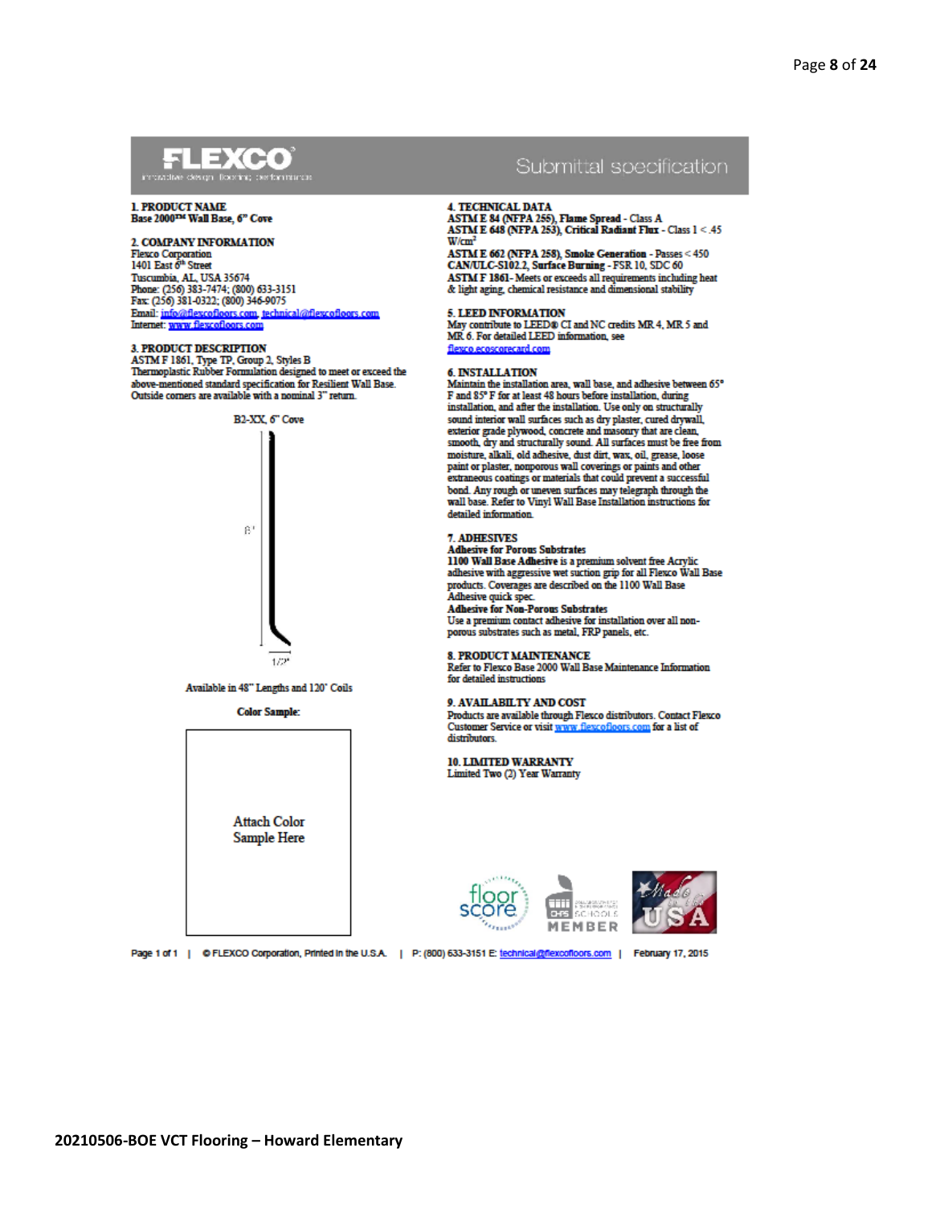**FLEXCO**
innovative design flooring performance

Submittal specification

**1. PRODUCT NAME**
**Base 2000™ Wall Base, 6" Cove**

**2. COMPANY INFORMATION**
Flexco Corporation
1401 East 6th Street
Tuscumbia, AL, USA 35674
Phone: (256) 383-7474; (800) 633-3151
Fax: (256) 381-0322; (800) 346-9075
Email: info@flexcofloors.com, technical@flexcofloors.com
Internet: www.flexcofloors.com

**3. PRODUCT DESCRIPTION**
ASTM F 1861, Type TP, Group 2, Styles B
Thermoplastic Rubber Formulation designed to meet or exceed the above-mentioned standard specification for Resilient Wall Base. Outside corners are available with a nominal 3" return.

B2-XX, 6" Cove

6"

1/2"

Available in 48" Lengths and 120' Coils

**Color Sample:**

Attach Color Sample Here

**4. TECHNICAL DATA**
**ASTM E 84 (NFPA 255), Flame Spread** - Class A
**ASTM E 648 (NFPA 253), Critical Radiant Flux** - Class 1 < .45 W/cm²
**ASTM E 662 (NFPA 258), Smoke Generation** - Passes < 450
**CAN/ULC-S102.2, Surface Burning** - FSR 10, SDC 60
**ASTM F 1861**- Meets or exceeds all requirements including heat & light aging, chemical resistance and dimensional stability

**5. LEED INFORMATION**
May contribute to LEED® CI and NC credits MR 4, MR 5 and MR 6. For detailed LEED information, see flexco.ecoscorecard.com

**6. INSTALLATION**
Maintain the installation area, wall base, and adhesive between 65° F and 85° F for at least 48 hours before installation, during installation, and after the installation. Use only on structurally sound interior wall surfaces such as dry plaster, cured drywall, exterior grade plywood, concrete and masonry that are clean, smooth, dry and structurally sound. All surfaces must be free from moisture, alkali, old adhesive, dust dirt, wax, oil, grease, loose paint or plaster, nonporous wall coverings or paints and other extraneous coatings or materials that could prevent a successful bond. Any rough or uneven surfaces may telegraph through the wall base. Refer to Vinyl Wall Base Installation instructions for detailed information.

**7. ADHESIVES**
**Adhesive for Porous Substrates**
**1100 Wall Base Adhesive** is a premium solvent free Acrylic adhesive with aggressive wet suction grip for all Flexco Wall Base products. Coverages are described on the 1100 Wall Base Adhesive quick spec.
**Adhesive for Non-Porous Substrates**
Use a premium contact adhesive for installation over all non-porous substrates such as metal, FRP panels, etc.

**8. PRODUCT MAINTENANCE**
Refer to Flexco Base 2000 Wall Base Maintenance Information for detailed instructions

**9. AVAILABILTY AND COST**
Products are available through Flexco distributors. Contact Flexco Customer Service or visit www.flexcofloors.com for a list of distributors.

**10. LIMITED WARRANTY**
Limited Two (2) Year Warranty

floor score | CHPS SCHOOLS MEMBER | Made in the USA

Page 1 of 1 | © FLEXCO Corporation, Printed in the U.S.A. | P: (800) 633-3151 E: technical@flexcofloors.com | February 17, 2015

20210506-BOE VCT Flooring – Howard Elementary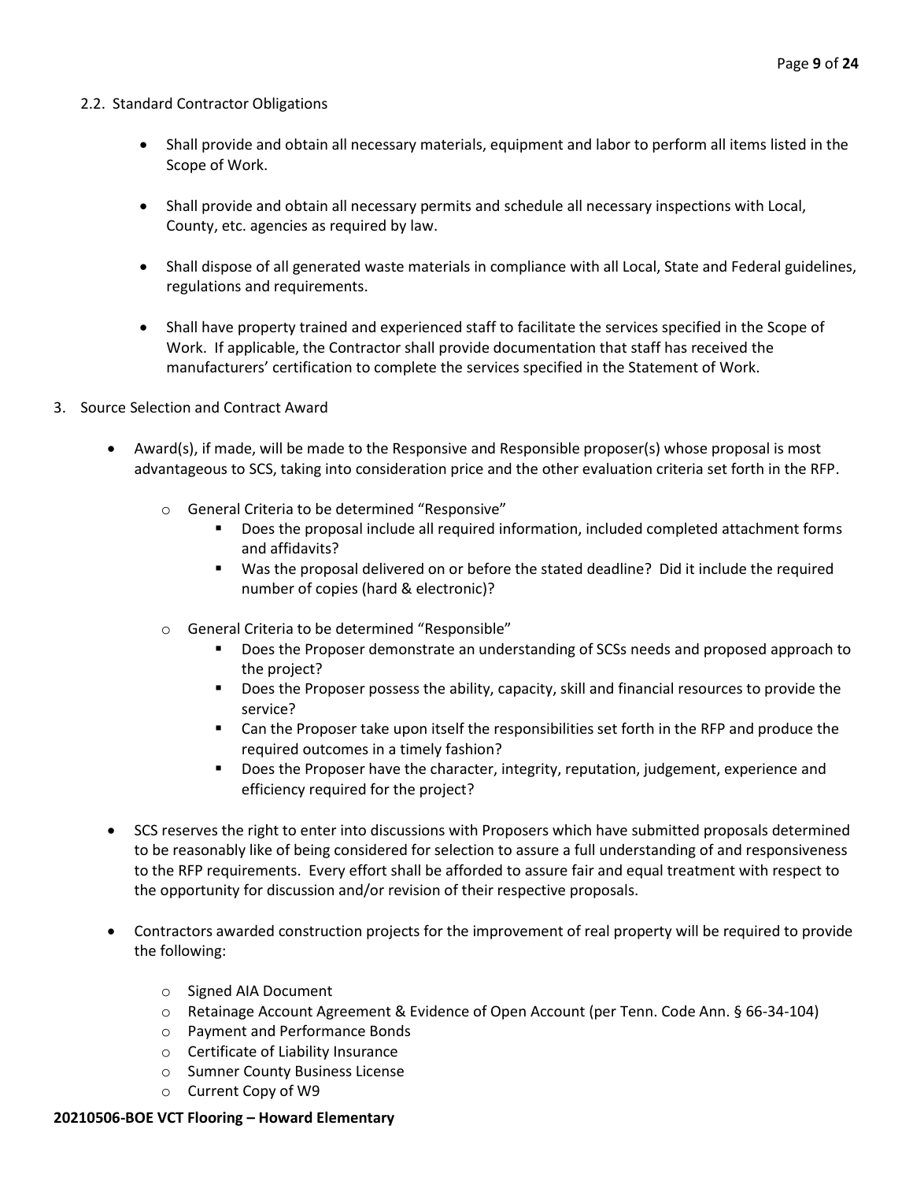2.2. Standard Contractor Obligations

- Shall provide and obtain all necessary materials, equipment and labor to perform all items listed in the Scope of Work.
- Shall provide and obtain all necessary permits and schedule all necessary inspections with Local, County, etc. agencies as required by law.
- Shall dispose of all generated waste materials in compliance with all Local, State and Federal guidelines, regulations and requirements.
- Shall have property trained and experienced staff to facilitate the services specified in the Scope of Work. If applicable, the Contractor shall provide documentation that staff has received the manufacturers' certification to complete the services specified in the Statement of Work.

3. Source Selection and Contract Award

- Award(s), if made, will be made to the Responsive and Responsible proposer(s) whose proposal is most advantageous to SCS, taking into consideration price and the other evaluation criteria set forth in the RFP.
  - General Criteria to be determined "Responsive"
    - Does the proposal include all required information, included completed attachment forms and affidavits?
    - Was the proposal delivered on or before the stated deadline? Did it include the required number of copies (hard & electronic)?
  - General Criteria to be determined "Responsible"
    - Does the Proposer demonstrate an understanding of SCSs needs and proposed approach to the project?
    - Does the Proposer possess the ability, capacity, skill and financial resources to provide the service?
    - Can the Proposer take upon itself the responsibilities set forth in the RFP and produce the required outcomes in a timely fashion?
    - Does the Proposer have the character, integrity, reputation, judgement, experience and efficiency required for the project?
- SCS reserves the right to enter into discussions with Proposers which have submitted proposals determined to be reasonably like of being considered for selection to assure a full understanding of and responsiveness to the RFP requirements. Every effort shall be afforded to assure fair and equal treatment with respect to the opportunity for discussion and/or revision of their respective proposals.
- Contractors awarded construction projects for the improvement of real property will be required to provide the following:
  - Signed AIA Document
  - Retainage Account Agreement & Evidence of Open Account (per Tenn. Code Ann. § 66-34-104)
  - Payment and Performance Bonds
  - Certificate of Liability Insurance
  - Sumner County Business License
  - Current Copy of W9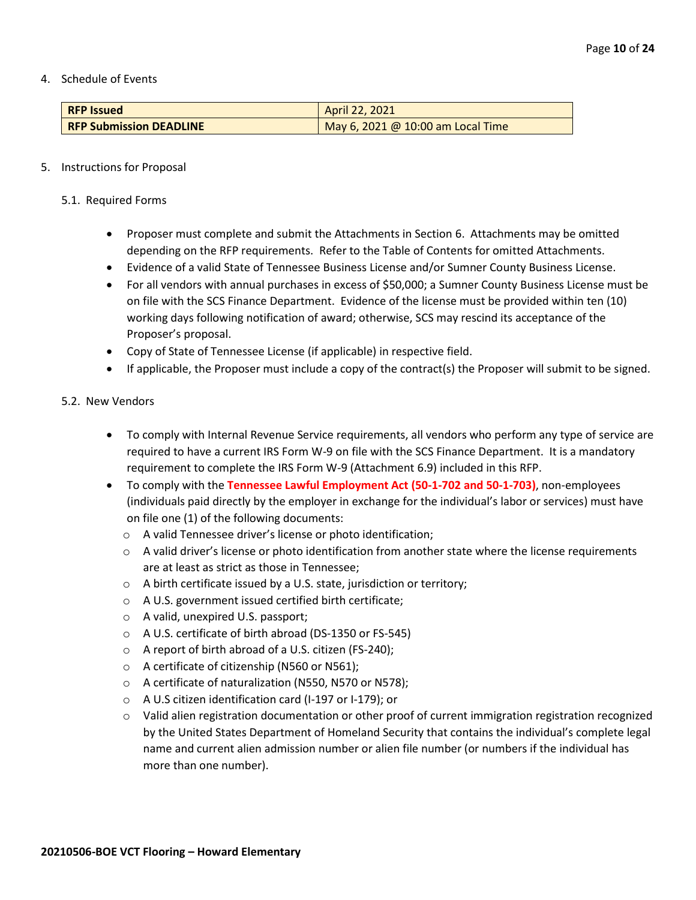4. Schedule of Events

| **RFP Issued** | April 22, 2021 |
|---|---|
| **RFP Submission DEADLINE** | May 6, 2021 @ 10:00 am Local Time |

5. Instructions for Proposal

5.1. Required Forms

- Proposer must complete and submit the Attachments in Section 6. Attachments may be omitted depending on the RFP requirements. Refer to the Table of Contents for omitted Attachments.
- Evidence of a valid State of Tennessee Business License and/or Sumner County Business License.
- For all vendors with annual purchases in excess of $50,000; a Sumner County Business License must be on file with the SCS Finance Department. Evidence of the license must be provided within ten (10) working days following notification of award; otherwise, SCS may rescind its acceptance of the Proposer's proposal.
- Copy of State of Tennessee License (if applicable) in respective field.
- If applicable, the Proposer must include a copy of the contract(s) the Proposer will submit to be signed.

5.2. New Vendors

- To comply with Internal Revenue Service requirements, all vendors who perform any type of service are required to have a current IRS Form W-9 on file with the SCS Finance Department. It is a mandatory requirement to complete the IRS Form W-9 (Attachment 6.9) included in this RFP.
- To comply with the **Tennessee Lawful Employment Act (50-1-702 and 50-1-703)**, non-employees (individuals paid directly by the employer in exchange for the individual's labor or services) must have on file one (1) of the following documents:
  - A valid Tennessee driver's license or photo identification;
  - A valid driver's license or photo identification from another state where the license requirements are at least as strict as those in Tennessee;
  - A birth certificate issued by a U.S. state, jurisdiction or territory;
  - A U.S. government issued certified birth certificate;
  - A valid, unexpired U.S. passport;
  - A U.S. certificate of birth abroad (DS-1350 or FS-545)
  - A report of birth abroad of a U.S. citizen (FS-240);
  - A certificate of citizenship (N560 or N561);
  - A certificate of naturalization (N550, N570 or N578);
  - A U.S citizen identification card (I-197 or I-179); or
  - Valid alien registration documentation or other proof of current immigration registration recognized by the United States Department of Homeland Security that contains the individual's complete legal name and current alien admission number or alien file number (or numbers if the individual has more than one number).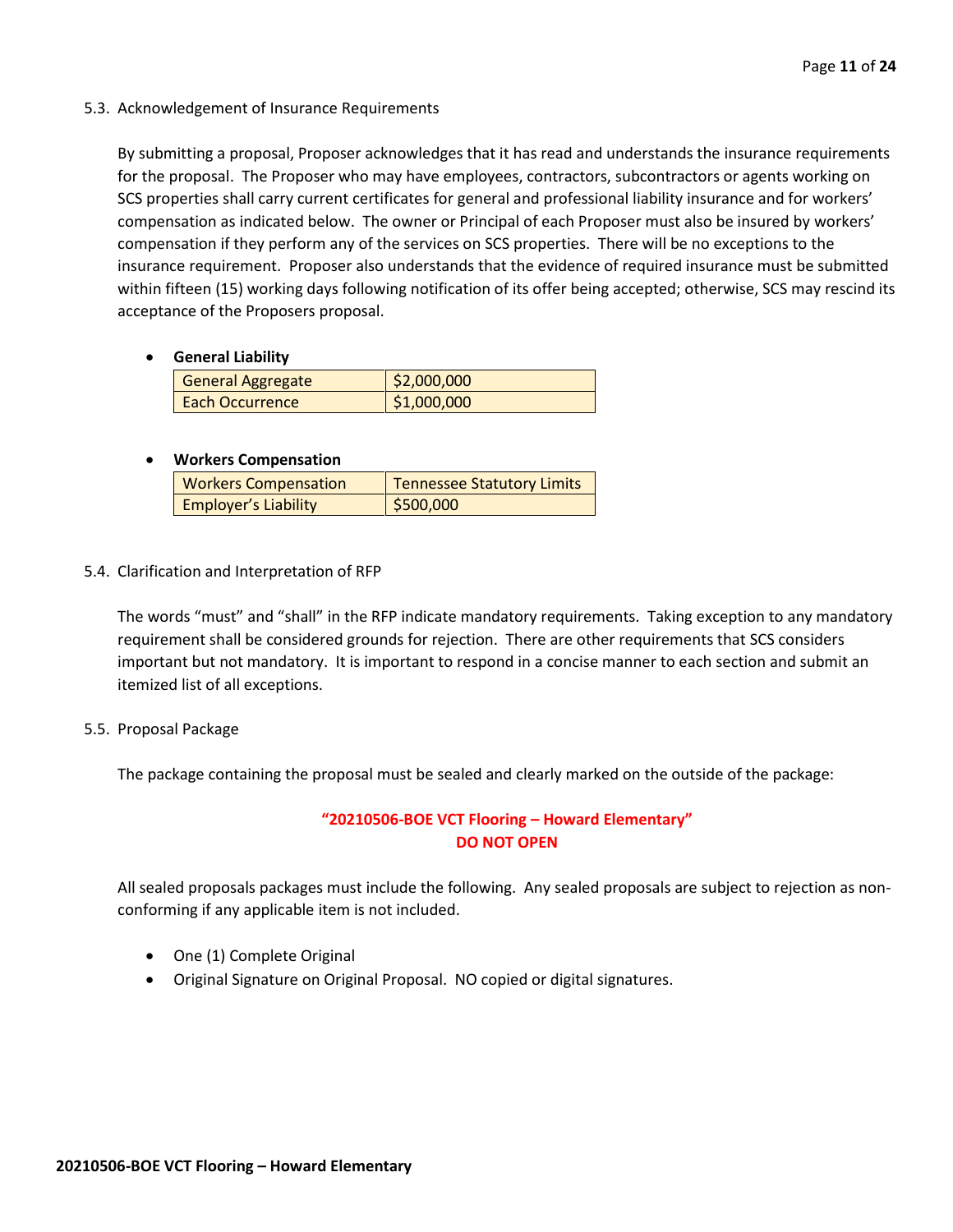### 5.3. Acknowledgement of Insurance Requirements

By submitting a proposal, Proposer acknowledges that it has read and understands the insurance requirements for the proposal. The Proposer who may have employees, contractors, subcontractors or agents working on SCS properties shall carry current certificates for general and professional liability insurance and for workers' compensation as indicated below. The owner or Principal of each Proposer must also be insured by workers' compensation if they perform any of the services on SCS properties. There will be no exceptions to the insurance requirement. Proposer also understands that the evidence of required insurance must be submitted within fifteen (15) working days following notification of its offer being accepted; otherwise, SCS may rescind its acceptance of the Proposers proposal.

- **General Liability**

| General Aggregate | $2,000,000 |
|---|---|
| Each Occurrence | $1,000,000 |

- **Workers Compensation**

| Workers Compensation | Tennessee Statutory Limits |
|---|---|
| Employer's Liability | $500,000 |

### 5.4. Clarification and Interpretation of RFP

The words "must" and "shall" in the RFP indicate mandatory requirements. Taking exception to any mandatory requirement shall be considered grounds for rejection. There are other requirements that SCS considers important but not mandatory. It is important to respond in a concise manner to each section and submit an itemized list of all exceptions.

### 5.5. Proposal Package

The package containing the proposal must be sealed and clearly marked on the outside of the package:

**"20210506-BOE VCT Flooring – Howard Elementary"**
**DO NOT OPEN**

All sealed proposals packages must include the following. Any sealed proposals are subject to rejection as non-conforming if any applicable item is not included.

- One (1) Complete Original
- Original Signature on Original Proposal. NO copied or digital signatures.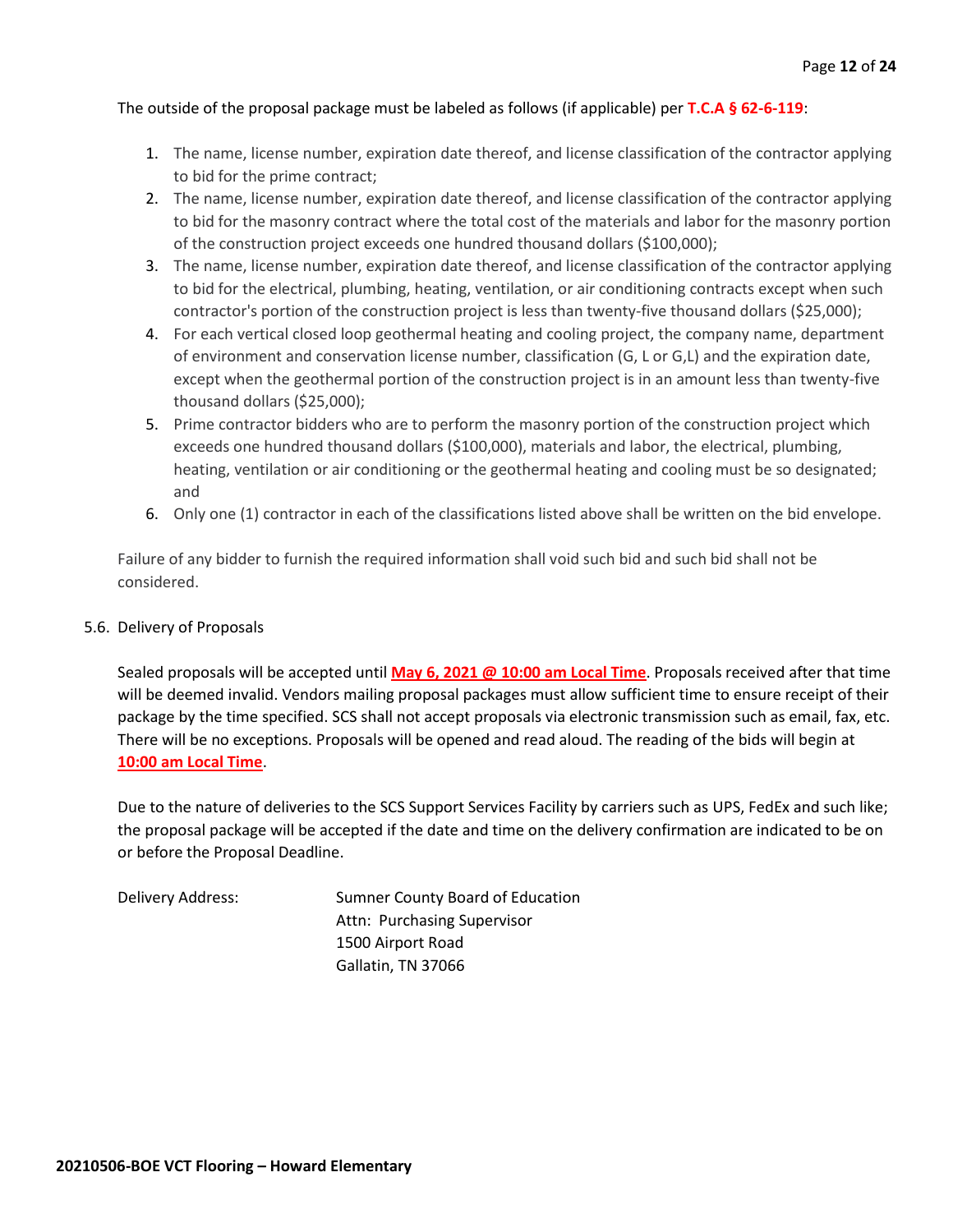The outside of the proposal package must be labeled as follows (if applicable) per **T.C.A § 62-6-119**:

1. The name, license number, expiration date thereof, and license classification of the contractor applying to bid for the prime contract;
2. The name, license number, expiration date thereof, and license classification of the contractor applying to bid for the masonry contract where the total cost of the materials and labor for the masonry portion of the construction project exceeds one hundred thousand dollars ($100,000);
3. The name, license number, expiration date thereof, and license classification of the contractor applying to bid for the electrical, plumbing, heating, ventilation, or air conditioning contracts except when such contractor's portion of the construction project is less than twenty-five thousand dollars ($25,000);
4. For each vertical closed loop geothermal heating and cooling project, the company name, department of environment and conservation license number, classification (G, L or G,L) and the expiration date, except when the geothermal portion of the construction project is in an amount less than twenty-five thousand dollars ($25,000);
5. Prime contractor bidders who are to perform the masonry portion of the construction project which exceeds one hundred thousand dollars ($100,000), materials and labor, the electrical, plumbing, heating, ventilation or air conditioning or the geothermal heating and cooling must be so designated; and
6. Only one (1) contractor in each of the classifications listed above shall be written on the bid envelope.

Failure of any bidder to furnish the required information shall void such bid and such bid shall not be considered.

5.6. Delivery of Proposals

Sealed proposals will be accepted until **May 6, 2021 @ 10:00 am Local Time**. Proposals received after that time will be deemed invalid. Vendors mailing proposal packages must allow sufficient time to ensure receipt of their package by the time specified. SCS shall not accept proposals via electronic transmission such as email, fax, etc. There will be no exceptions. Proposals will be opened and read aloud. The reading of the bids will begin at **10:00 am Local Time**.

Due to the nature of deliveries to the SCS Support Services Facility by carriers such as UPS, FedEx and such like; the proposal package will be accepted if the date and time on the delivery confirmation are indicated to be on or before the Proposal Deadline.

Delivery Address:

Sumner County Board of Education
Attn: Purchasing Supervisor
1500 Airport Road
Gallatin, TN 37066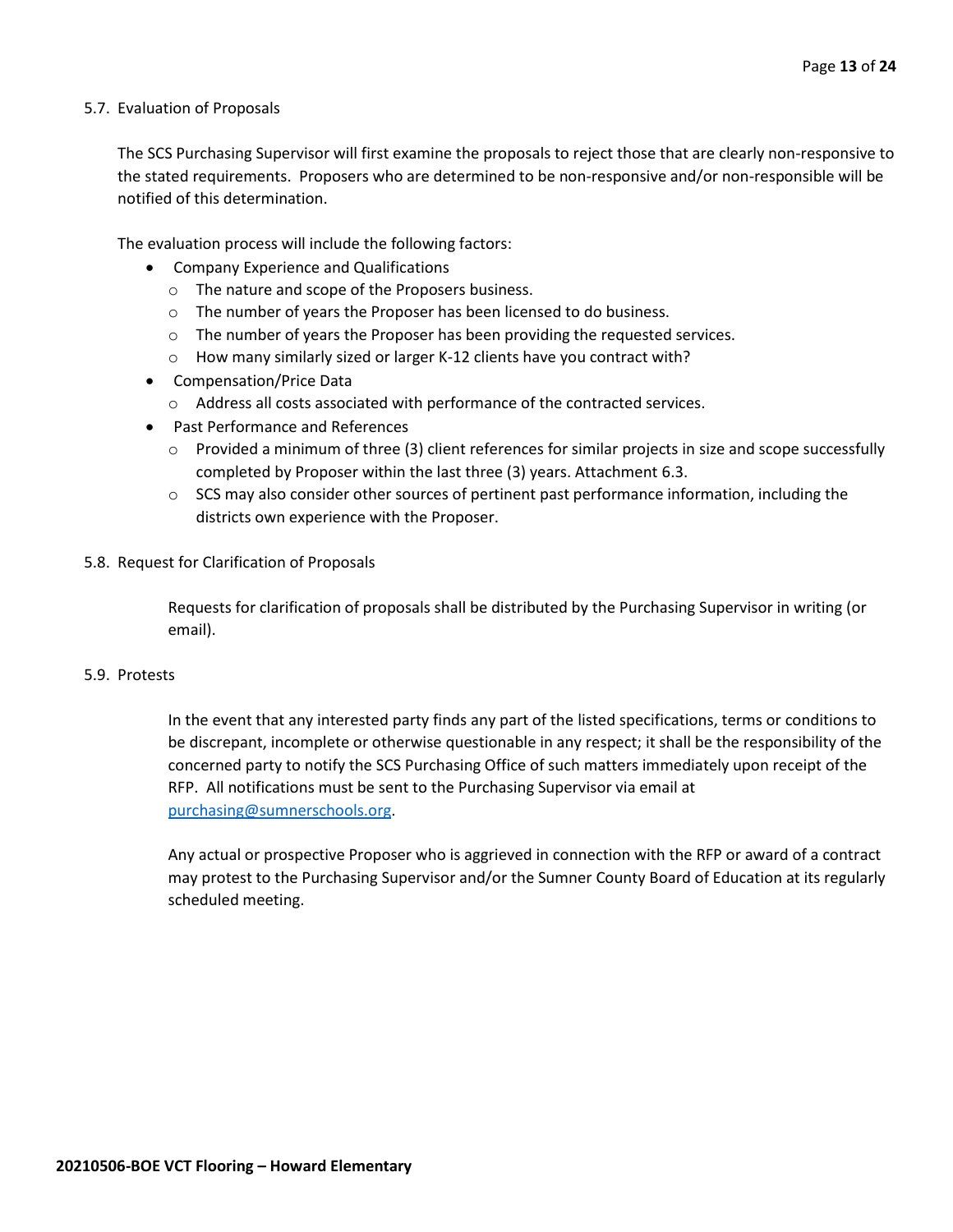### 5.7. Evaluation of Proposals

The SCS Purchasing Supervisor will first examine the proposals to reject those that are clearly non-responsive to the stated requirements. Proposers who are determined to be non-responsive and/or non-responsible will be notified of this determination.

The evaluation process will include the following factors:

- Company Experience and Qualifications
  - The nature and scope of the Proposers business.
  - The number of years the Proposer has been licensed to do business.
  - The number of years the Proposer has been providing the requested services.
  - How many similarly sized or larger K-12 clients have you contract with?
- Compensation/Price Data
  - Address all costs associated with performance of the contracted services.
- Past Performance and References
  - Provided a minimum of three (3) client references for similar projects in size and scope successfully completed by Proposer within the last three (3) years. Attachment 6.3.
  - SCS may also consider other sources of pertinent past performance information, including the districts own experience with the Proposer.

### 5.8. Request for Clarification of Proposals

Requests for clarification of proposals shall be distributed by the Purchasing Supervisor in writing (or email).

### 5.9. Protests

In the event that any interested party finds any part of the listed specifications, terms or conditions to be discrepant, incomplete or otherwise questionable in any respect; it shall be the responsibility of the concerned party to notify the SCS Purchasing Office of such matters immediately upon receipt of the RFP. All notifications must be sent to the Purchasing Supervisor via email at purchasing@sumnerschools.org.

Any actual or prospective Proposer who is aggrieved in connection with the RFP or award of a contract may protest to the Purchasing Supervisor and/or the Sumner County Board of Education at its regularly scheduled meeting.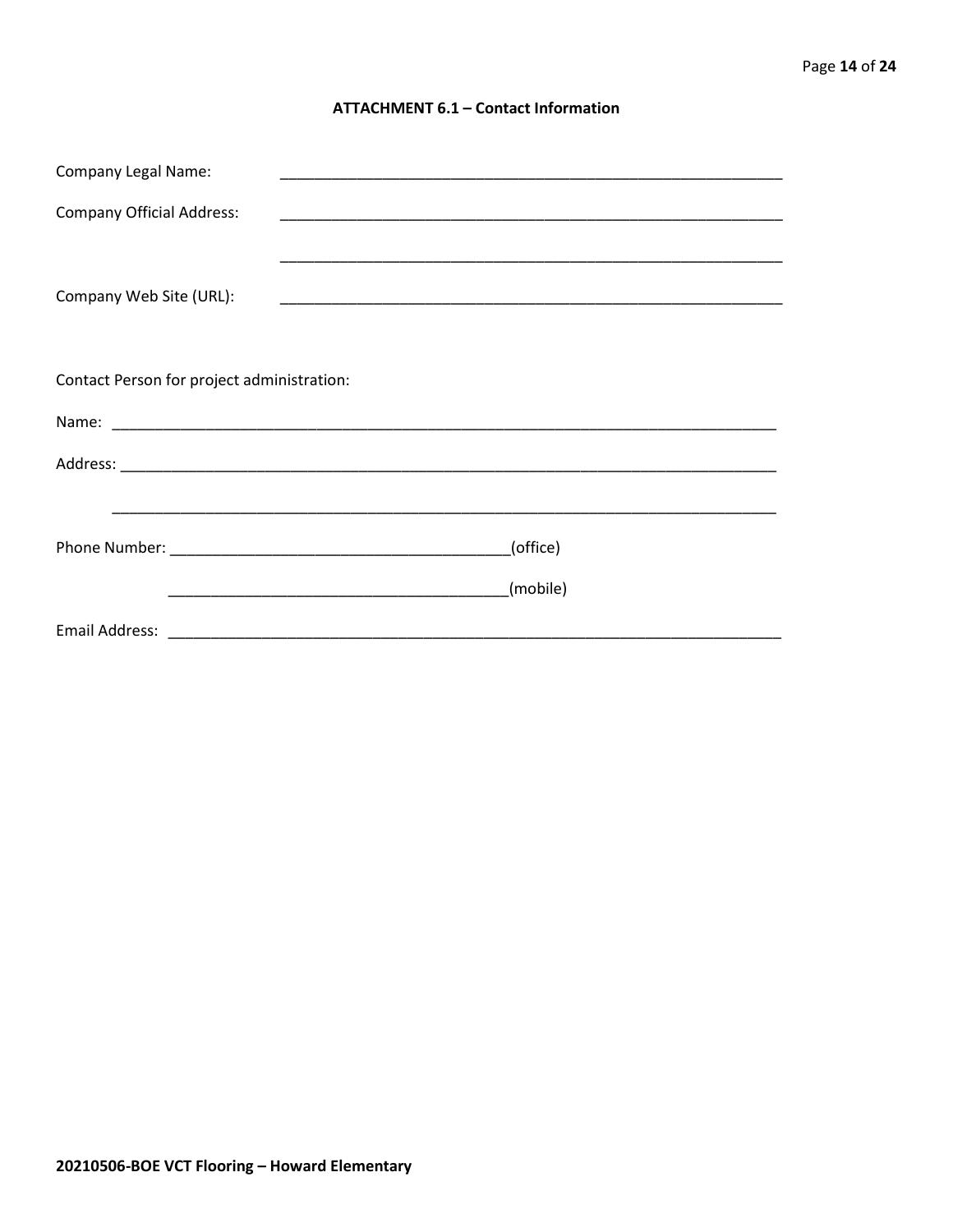### ATTACHMENT 6.1 – Contact Information

Company Legal Name: ____________________________________________________________

Company Official Address: ____________________________________________________________

____________________________________________________________

Company Web Site (URL): ____________________________________________________________

Contact Person for project administration:

Name: ________________________________________________________________________________

Address: ______________________________________________________________________________

______________________________________________________________________________

Phone Number: ________________________________________(office)

________________________________________(mobile)

Email Address: __________________________________________________________________________

**20210506-BOE VCT Flooring – Howard Elementary**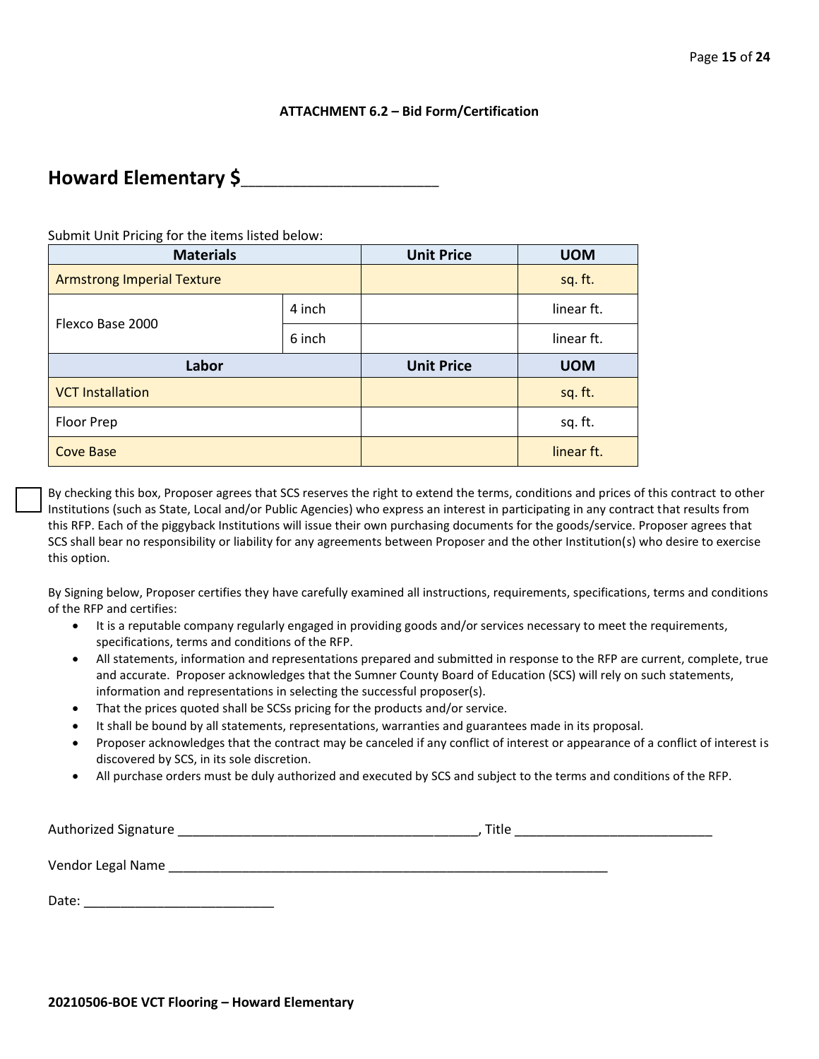**ATTACHMENT 6.2 – Bid Form/Certification**

## Howard Elementary $____________________

Submit Unit Pricing for the items listed below:

| Materials | | Unit Price | UOM |
|---|---|---|---|
| Armstrong Imperial Texture | | | sq. ft. |
| Flexco Base 2000 | 4 inch | | linear ft. |
| | 6 inch | | linear ft. |
| **Labor** | | **Unit Price** | **UOM** |
| VCT Installation | | | sq. ft. |
| Floor Prep | | | sq. ft. |
| Cove Base | | | linear ft. |

☐ By checking this box, Proposer agrees that SCS reserves the right to extend the terms, conditions and prices of this contract to other Institutions (such as State, Local and/or Public Agencies) who express an interest in participating in any contract that results from this RFP. Each of the piggyback Institutions will issue their own purchasing documents for the goods/service. Proposer agrees that SCS shall bear no responsibility or liability for any agreements between Proposer and the other Institution(s) who desire to exercise this option.

By Signing below, Proposer certifies they have carefully examined all instructions, requirements, specifications, terms and conditions of the RFP and certifies:

- It is a reputable company regularly engaged in providing goods and/or services necessary to meet the requirements, specifications, terms and conditions of the RFP.
- All statements, information and representations prepared and submitted in response to the RFP are current, complete, true and accurate. Proposer acknowledges that the Sumner County Board of Education (SCS) will rely on such statements, information and representations in selecting the successful proposer(s).
- That the prices quoted shall be SCSs pricing for the products and/or service.
- It shall be bound by all statements, representations, warranties and guarantees made in its proposal.
- Proposer acknowledges that the contract may be canceled if any conflict of interest or appearance of a conflict of interest is discovered by SCS, in its sole discretion.
- All purchase orders must be duly authorized and executed by SCS and subject to the terms and conditions of the RFP.

Authorized Signature ________________________________________, Title ___________________________

Vendor Legal Name ____________________________________________________________

Date: __________________________

**20210506-BOE VCT Flooring – Howard Elementary**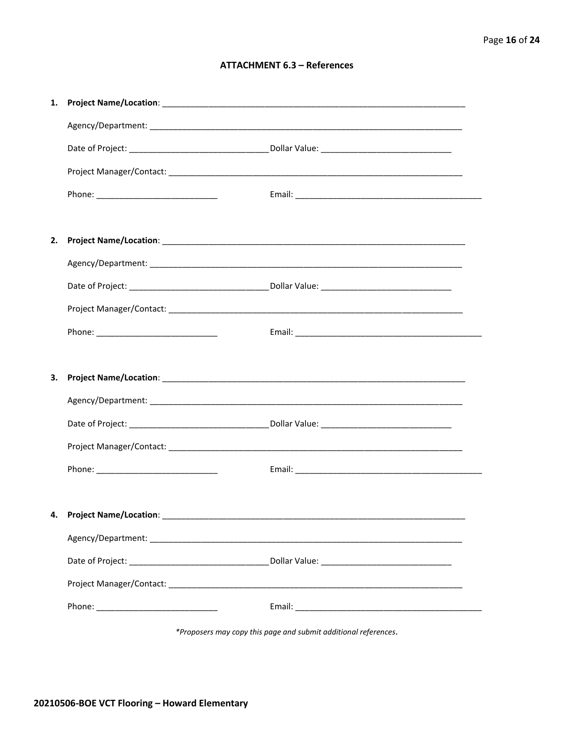### ATTACHMENT 6.3 – References

1. **Project Name/Location**: ____________________________________________________________________

   Agency/Department: ______________________________________________________________________

   Date of Project: ______________________________ Dollar Value: ____________________________

   Project Manager/Contact: __________________________________________________________________

   Phone: __________________________ Email: _________________________________________

2. **Project Name/Location**: ____________________________________________________________________

   Agency/Department: ______________________________________________________________________

   Date of Project: ______________________________ Dollar Value: ____________________________

   Project Manager/Contact: __________________________________________________________________

   Phone: __________________________ Email: _________________________________________

3. **Project Name/Location**: ____________________________________________________________________

   Agency/Department: ______________________________________________________________________

   Date of Project: ______________________________ Dollar Value: ____________________________

   Project Manager/Contact: __________________________________________________________________

   Phone: __________________________ Email: _________________________________________

4. **Project Name/Location**: ____________________________________________________________________

   Agency/Department: ______________________________________________________________________

   Date of Project: ______________________________ Dollar Value: ____________________________

   Project Manager/Contact: __________________________________________________________________

   Phone: __________________________ Email: _________________________________________

*\*Proposers may copy this page and submit additional references*.

**20210506-BOE VCT Flooring – Howard Elementary**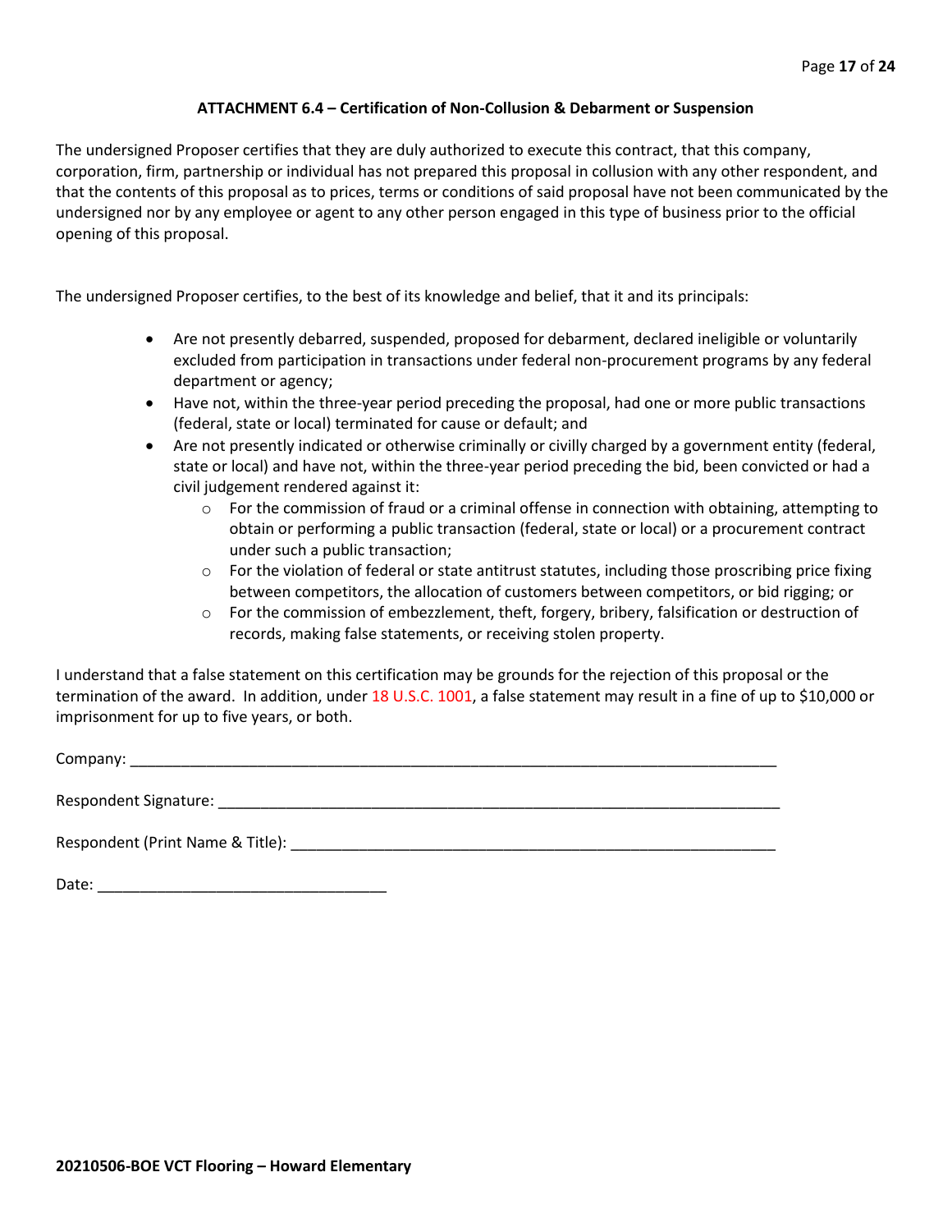## ATTACHMENT 6.4 – Certification of Non-Collusion & Debarment or Suspension

The undersigned Proposer certifies that they are duly authorized to execute this contract, that this company, corporation, firm, partnership or individual has not prepared this proposal in collusion with any other respondent, and that the contents of this proposal as to prices, terms or conditions of said proposal have not been communicated by the undersigned nor by any employee or agent to any other person engaged in this type of business prior to the official opening of this proposal.

The undersigned Proposer certifies, to the best of its knowledge and belief, that it and its principals:

- Are not presently debarred, suspended, proposed for debarment, declared ineligible or voluntarily excluded from participation in transactions under federal non-procurement programs by any federal department or agency;
- Have not, within the three-year period preceding the proposal, had one or more public transactions (federal, state or local) terminated for cause or default; and
- Are not presently indicated or otherwise criminally or civilly charged by a government entity (federal, state or local) and have not, within the three-year period preceding the bid, been convicted or had a civil judgement rendered against it:
  - For the commission of fraud or a criminal offense in connection with obtaining, attempting to obtain or performing a public transaction (federal, state or local) or a procurement contract under such a public transaction;
  - For the violation of federal or state antitrust statutes, including those proscribing price fixing between competitors, the allocation of customers between competitors, or bid rigging; or
  - For the commission of embezzlement, theft, forgery, bribery, falsification or destruction of records, making false statements, or receiving stolen property.

I understand that a false statement on this certification may be grounds for the rejection of this proposal or the termination of the award. In addition, under 18 U.S.C. 1001, a false statement may result in a fine of up to $10,000 or imprisonment for up to five years, or both.

Company: ______________________________________________________________________________

Respondent Signature: ____________________________________________________________________

Respondent (Print Name & Title): __________________________________________________________

Date: ________________________________

**20210506-BOE VCT Flooring – Howard Elementary**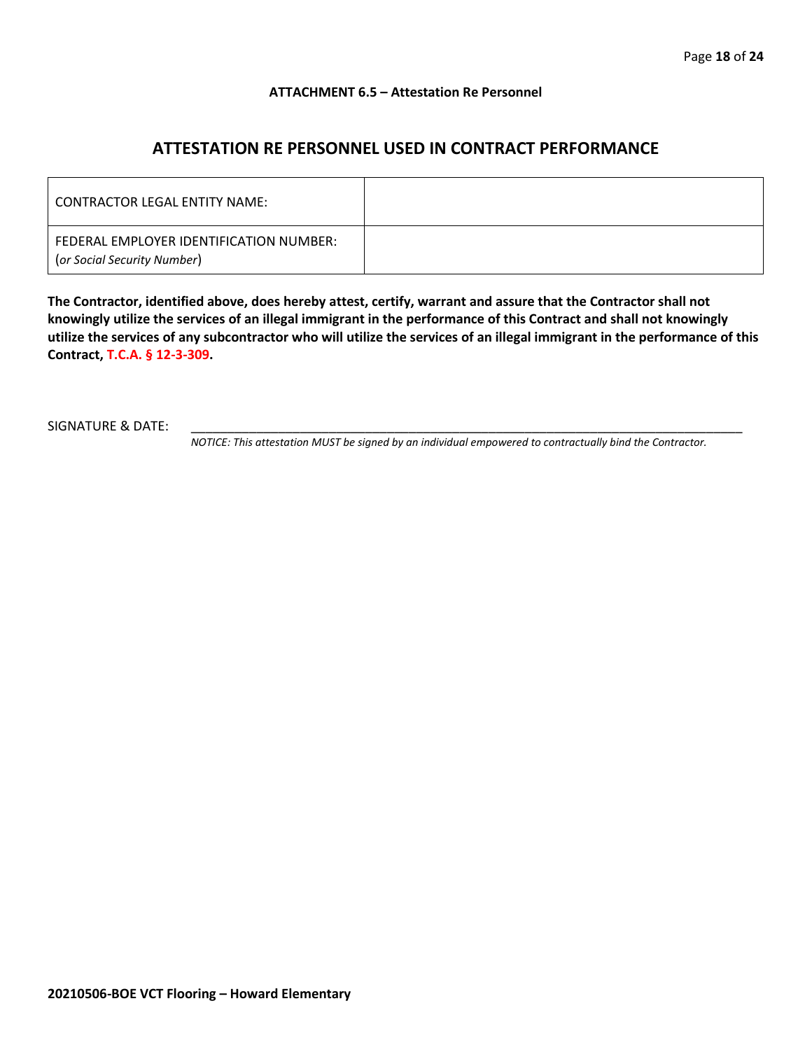**ATTACHMENT 6.5 – Attestation Re Personnel**

## ATTESTATION RE PERSONNEL USED IN CONTRACT PERFORMANCE

| CONTRACTOR LEGAL ENTITY NAME: | |
|---|---|
| FEDERAL EMPLOYER IDENTIFICATION NUMBER: (*or Social Security Number*) | |

**The Contractor, identified above, does hereby attest, certify, warrant and assure that the Contractor shall not knowingly utilize the services of an illegal immigrant in the performance of this Contract and shall not knowingly utilize the services of any subcontractor who will utilize the services of an illegal immigrant in the performance of this Contract, T.C.A. § 12-3-309.**

SIGNATURE & DATE: ___________________________________________________________________________

*NOTICE: This attestation MUST be signed by an individual empowered to contractually bind the Contractor.*

**20210506-BOE VCT Flooring – Howard Elementary**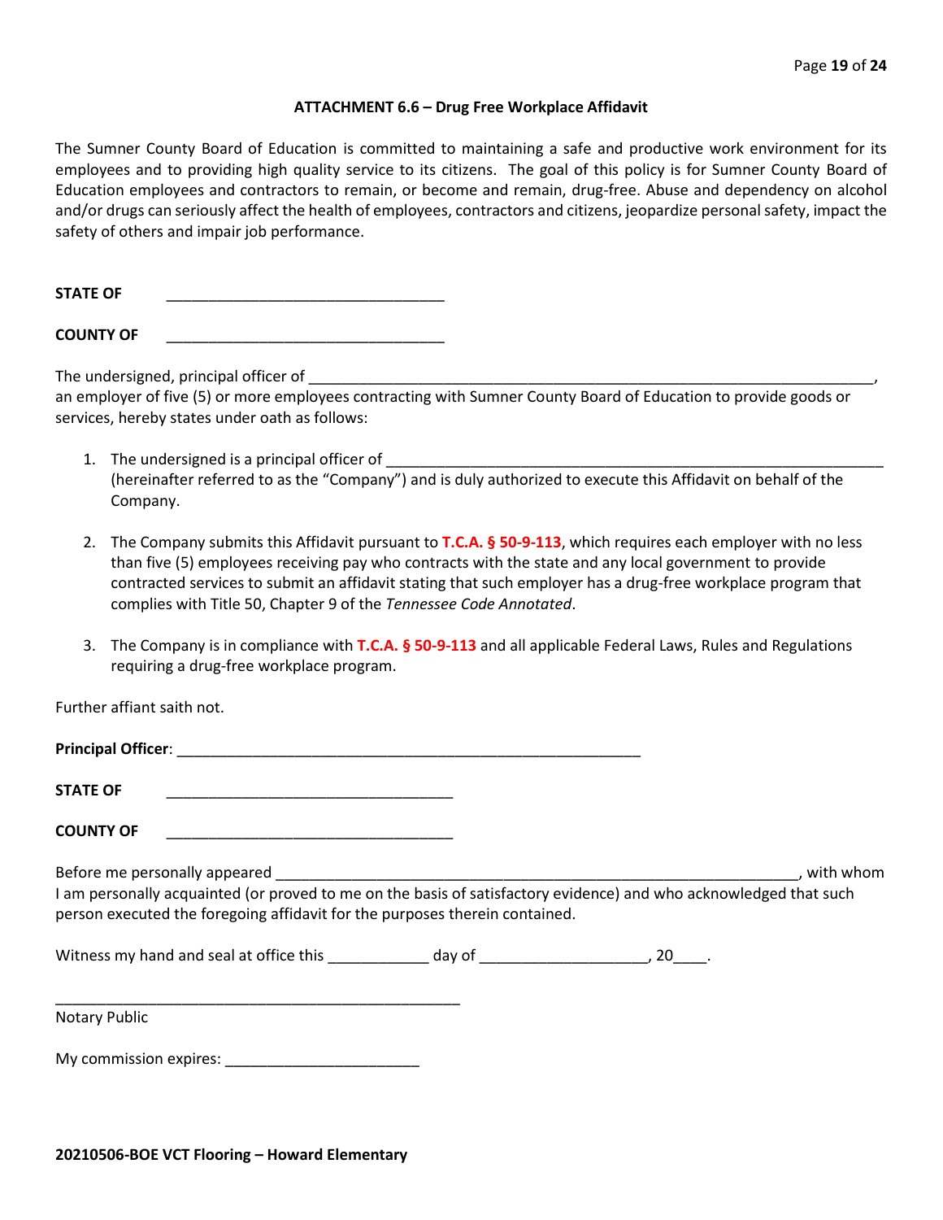**ATTACHMENT 6.6 – Drug Free Workplace Affidavit**

The Sumner County Board of Education is committed to maintaining a safe and productive work environment for its employees and to providing high quality service to its citizens. The goal of this policy is for Sumner County Board of Education employees and contractors to remain, or become and remain, drug-free. Abuse and dependency on alcohol and/or drugs can seriously affect the health of employees, contractors and citizens, jeopardize personal safety, impact the safety of others and impair job performance.

**STATE OF** ________________________________

**COUNTY OF** ________________________________

The undersigned, principal officer of ____________________________________________________________________, an employer of five (5) or more employees contracting with Sumner County Board of Education to provide goods or services, hereby states under oath as follows:

1. The undersigned is a principal officer of _________________________________________________________ (hereinafter referred to as the "Company") and is duly authorized to execute this Affidavit on behalf of the Company.

2. The Company submits this Affidavit pursuant to **T.C.A. § 50-9-113**, which requires each employer with no less than five (5) employees receiving pay who contracts with the state and any local government to provide contracted services to submit an affidavit stating that such employer has a drug-free workplace program that complies with Title 50, Chapter 9 of the *Tennessee Code Annotated*.

3. The Company is in compliance with **T.C.A. § 50-9-113** and all applicable Federal Laws, Rules and Regulations requiring a drug-free workplace program.

Further affiant saith not.

**Principal Officer**: ______________________________________________________

**STATE OF** _________________________________

**COUNTY OF** _________________________________

Before me personally appeared ____________________________________________________________, with whom I am personally acquainted (or proved to me on the basis of satisfactory evidence) and who acknowledged that such person executed the foregoing affidavit for the purposes therein contained.

Witness my hand and seal at office this ____________ day of ____________________, 20____.

_______________________________________________

Notary Public

My commission expires: _______________________

**20210506-BOE VCT Flooring – Howard Elementary**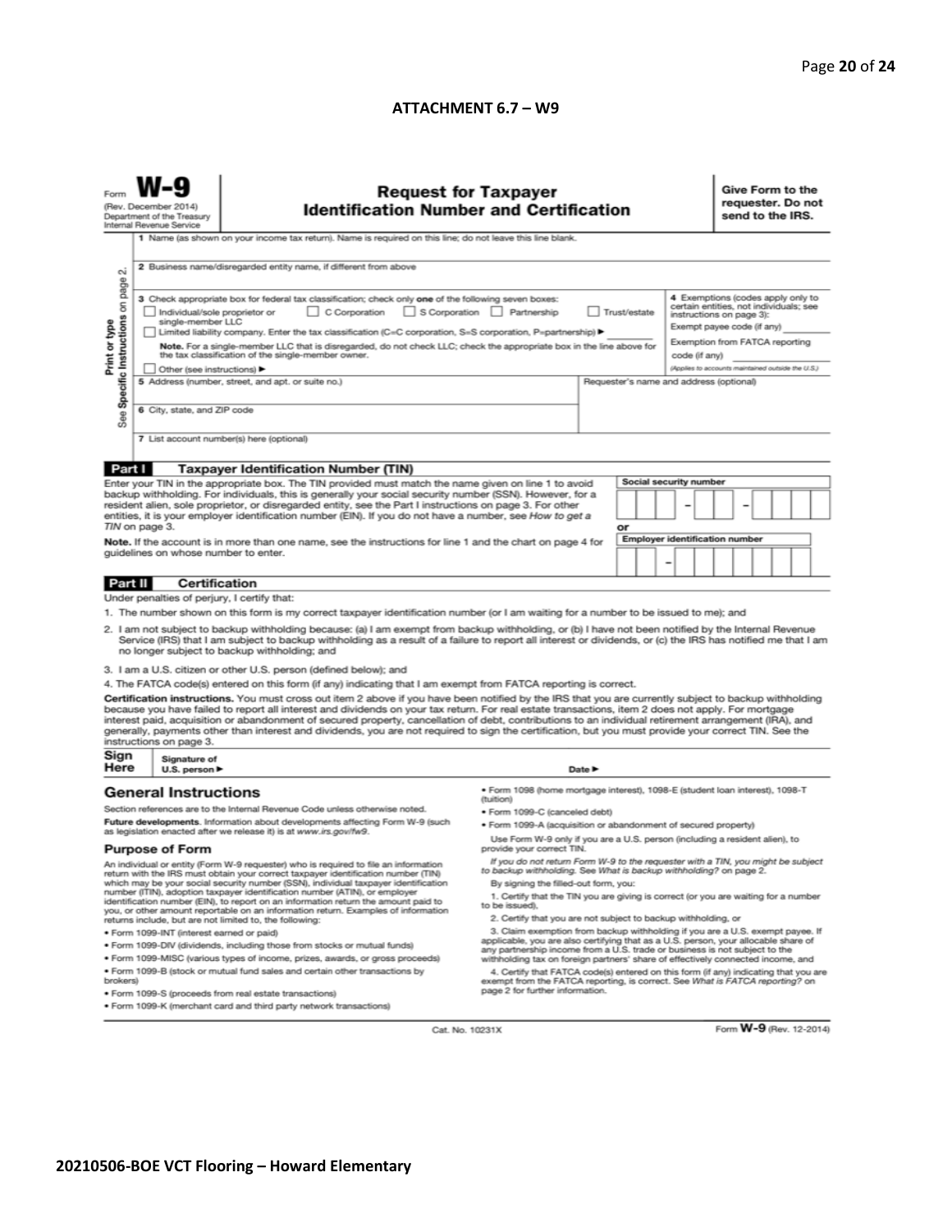## ATTACHMENT 6.7 – W9

Form **W-9**
(Rev. December 2014)
Department of the Treasury
Internal Revenue Service

# Request for Taxpayer Identification Number and Certification

**Give Form to the requester. Do not send to the IRS.**

Print or type
See Specific Instructions on page 2.

1 Name (as shown on your income tax return). Name is required on this line; do not leave this line blank.

2 Business name/disregarded entity name, if different from above

3 Check appropriate box for federal tax classification; check only **one** of the following seven boxes:
☐ Individual/sole proprietor or single-member LLC ☐ C Corporation ☐ S Corporation ☐ Partnership ☐ Trust/estate
☐ Limited liability company. Enter the tax classification (C=C corporation, S=S corporation, P=partnership) ▶ ________
**Note.** For a single-member LLC that is disregarded, do not check LLC; check the appropriate box in the line above for the tax classification of the single-member owner.
☐ Other (see instructions) ▶

4 Exemptions (codes apply only to certain entities, not individuals; see instructions on page 3):
Exempt payee code (if any) ________
Exemption from FATCA reporting code (if any) ________
(Applies to accounts maintained outside the U.S.)

5 Address (number, street, and apt. or suite no.)

Requester's name and address (optional)

6 City, state, and ZIP code

7 List account number(s) here (optional)

**Part I Taxpayer Identification Number (TIN)**

Enter your TIN in the appropriate box. The TIN provided must match the name given on line 1 to avoid backup withholding. For individuals, this is generally your social security number (SSN). However, for a resident alien, sole proprietor, or disregarded entity, see the Part I instructions on page 3. For other entities, it is your employer identification number (EIN). If you do not have a number, see *How to get a TIN* on page 3.

**Note.** If the account is in more than one name, see the instructions for line 1 and the chart on page 4 for guidelines on whose number to enter.

Social security number
[ ][ ][ ] – [ ][ ] – [ ][ ][ ][ ]

or

Employer identification number
[ ][ ] – [ ][ ][ ][ ][ ][ ][ ]

**Part II Certification**

Under penalties of perjury, I certify that:

1. The number shown on this form is my correct taxpayer identification number (or I am waiting for a number to be issued to me); and
2. I am not subject to backup withholding because: (a) I am exempt from backup withholding, or (b) I have not been notified by the Internal Revenue Service (IRS) that I am subject to backup withholding as a result of a failure to report all interest or dividends, or (c) the IRS has notified me that I am no longer subject to backup withholding; and
3. I am a U.S. citizen or other U.S. person (defined below); and
4. The FATCA code(s) entered on this form (if any) indicating that I am exempt from FATCA reporting is correct.

**Certification instructions.** You must cross out item 2 above if you have been notified by the IRS that you are currently subject to backup withholding because you have failed to report all interest and dividends on your tax return. For real estate transactions, item 2 does not apply. For mortgage interest paid, acquisition or abandonment of secured property, cancellation of debt, contributions to an individual retirement arrangement (IRA), and generally, payments other than interest and dividends, you are not required to sign the certification, but you must provide your correct TIN. See the instructions on page 3.

**Sign Here** Signature of U.S. person ▶ Date ▶

## General Instructions

Section references are to the Internal Revenue Code unless otherwise noted.

**Future developments.** Information about developments affecting Form W-9 (such as legislation enacted after we release it) is at *www.irs.gov/fw9*.

### Purpose of Form

An individual or entity (Form W-9 requester) who is required to file an information return with the IRS must obtain your correct taxpayer identification number (TIN) which may be your social security number (SSN), individual taxpayer identification number (ITIN), adoption taxpayer identification number (ATIN), or employer identification number (EIN), to report on an information return the amount paid to you, or other amount reportable on an information return. Examples of information returns include, but are not limited to, the following:

- Form 1099-INT (interest earned or paid)
- Form 1099-DIV (dividends, including those from stocks or mutual funds)
- Form 1099-MISC (various types of income, prizes, awards, or gross proceeds)
- Form 1099-B (stock or mutual fund sales and certain other transactions by brokers)
- Form 1099-S (proceeds from real estate transactions)
- Form 1099-K (merchant card and third party network transactions)
- Form 1098 (home mortgage interest), 1098-E (student loan interest), 1098-T (tuition)
- Form 1099-C (canceled debt)
- Form 1099-A (acquisition or abandonment of secured property)

Use Form W-9 only if you are a U.S. person (including a resident alien), to provide your correct TIN.

*If you do not return Form W-9 to the requester with a TIN, you might be subject to backup withholding. See What is backup withholding? on page 2.*

By signing the filled-out form, you:

1. Certify that the TIN you are giving is correct (or you are waiting for a number to be issued),
2. Certify that you are not subject to backup withholding, or
3. Claim exemption from backup withholding if you are a U.S. exempt payee. If applicable, you are also certifying that as a U.S. person, your allocable share of any partnership income from a U.S. trade or business is not subject to the withholding tax on foreign partners' share of effectively connected income, and
4. Certify that FATCA code(s) entered on this form (if any) indicating that you are exempt from the FATCA reporting, is correct. See *What is FATCA reporting?* on page 2 for further information.

Cat. No. 10231X Form **W-9** (Rev. 12-2014)

**20210506-BOE VCT Flooring – Howard Elementary**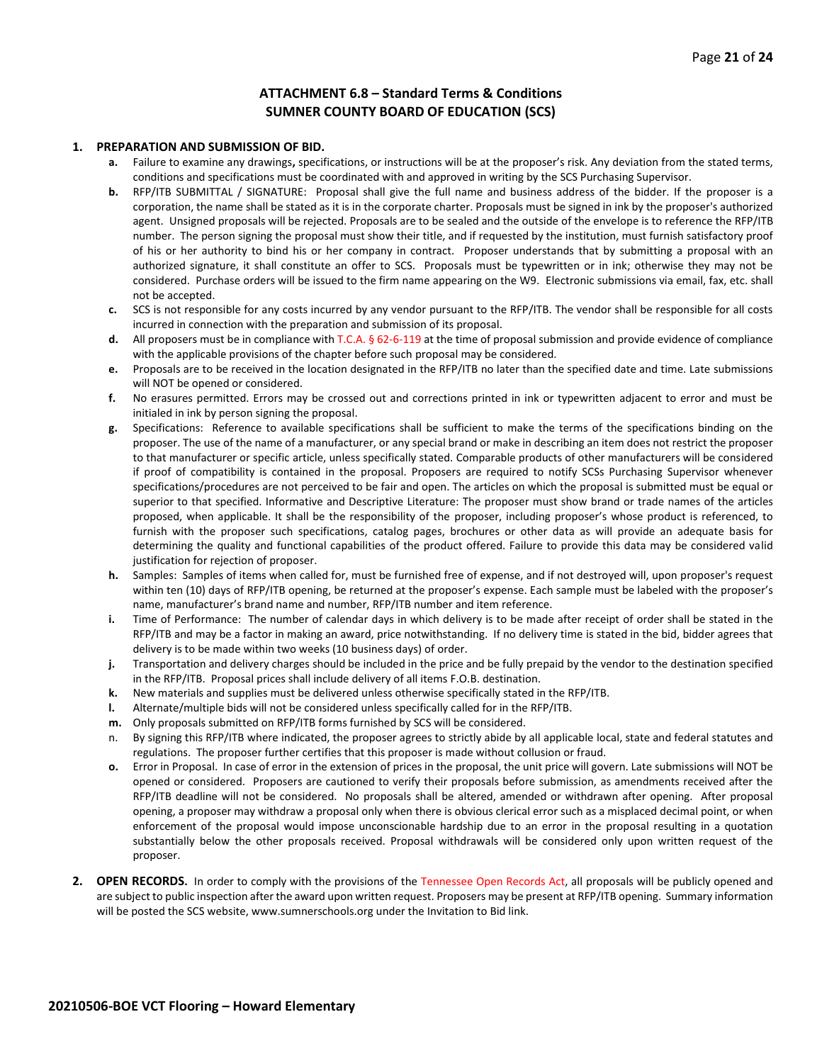## ATTACHMENT 6.8 – Standard Terms & Conditions
## SUMNER COUNTY BOARD OF EDUCATION (SCS)

**1. PREPARATION AND SUBMISSION OF BID.**

- **a.** Failure to examine any drawings**,** specifications, or instructions will be at the proposer's risk. Any deviation from the stated terms, conditions and specifications must be coordinated with and approved in writing by the SCS Purchasing Supervisor.
- **b.** RFP/ITB SUBMITTAL / SIGNATURE: Proposal shall give the full name and business address of the bidder. If the proposer is a corporation, the name shall be stated as it is in the corporate charter. Proposals must be signed in ink by the proposer's authorized agent. Unsigned proposals will be rejected. Proposals are to be sealed and the outside of the envelope is to reference the RFP/ITB number. The person signing the proposal must show their title, and if requested by the institution, must furnish satisfactory proof of his or her authority to bind his or her company in contract. Proposer understands that by submitting a proposal with an authorized signature, it shall constitute an offer to SCS. Proposals must be typewritten or in ink; otherwise they may not be considered. Purchase orders will be issued to the firm name appearing on the W9. Electronic submissions via email, fax, etc. shall not be accepted.
- **c.** SCS is not responsible for any costs incurred by any vendor pursuant to the RFP/ITB. The vendor shall be responsible for all costs incurred in connection with the preparation and submission of its proposal.
- **d.** All proposers must be in compliance with T.C.A. § 62-6-119 at the time of proposal submission and provide evidence of compliance with the applicable provisions of the chapter before such proposal may be considered.
- **e.** Proposals are to be received in the location designated in the RFP/ITB no later than the specified date and time. Late submissions will NOT be opened or considered.
- **f.** No erasures permitted. Errors may be crossed out and corrections printed in ink or typewritten adjacent to error and must be initialed in ink by person signing the proposal.
- **g.** Specifications: Reference to available specifications shall be sufficient to make the terms of the specifications binding on the proposer. The use of the name of a manufacturer, or any special brand or make in describing an item does not restrict the proposer to that manufacturer or specific article, unless specifically stated. Comparable products of other manufacturers will be considered if proof of compatibility is contained in the proposal. Proposers are required to notify SCSs Purchasing Supervisor whenever specifications/procedures are not perceived to be fair and open. The articles on which the proposal is submitted must be equal or superior to that specified. Informative and Descriptive Literature: The proposer must show brand or trade names of the articles proposed, when applicable. It shall be the responsibility of the proposer, including proposer's whose product is referenced, to furnish with the proposer such specifications, catalog pages, brochures or other data as will provide an adequate basis for determining the quality and functional capabilities of the product offered. Failure to provide this data may be considered valid justification for rejection of proposer.
- **h.** Samples: Samples of items when called for, must be furnished free of expense, and if not destroyed will, upon proposer's request within ten (10) days of RFP/ITB opening, be returned at the proposer's expense. Each sample must be labeled with the proposer's name, manufacturer's brand name and number, RFP/ITB number and item reference.
- **i.** Time of Performance: The number of calendar days in which delivery is to be made after receipt of order shall be stated in the RFP/ITB and may be a factor in making an award, price notwithstanding. If no delivery time is stated in the bid, bidder agrees that delivery is to be made within two weeks (10 business days) of order.
- **j.** Transportation and delivery charges should be included in the price and be fully prepaid by the vendor to the destination specified in the RFP/ITB. Proposal prices shall include delivery of all items F.O.B. destination.
- **k.** New materials and supplies must be delivered unless otherwise specifically stated in the RFP/ITB.
- **l.** Alternate/multiple bids will not be considered unless specifically called for in the RFP/ITB.
- **m.** Only proposals submitted on RFP/ITB forms furnished by SCS will be considered.
- n. By signing this RFP/ITB where indicated, the proposer agrees to strictly abide by all applicable local, state and federal statutes and regulations. The proposer further certifies that this proposer is made without collusion or fraud.
- **o.** Error in Proposal. In case of error in the extension of prices in the proposal, the unit price will govern. Late submissions will NOT be opened or considered. Proposers are cautioned to verify their proposals before submission, as amendments received after the RFP/ITB deadline will not be considered. No proposals shall be altered, amended or withdrawn after opening. After proposal opening, a proposer may withdraw a proposal only when there is obvious clerical error such as a misplaced decimal point, or when enforcement of the proposal would impose unconscionable hardship due to an error in the proposal resulting in a quotation substantially below the other proposals received. Proposal withdrawals will be considered only upon written request of the proposer.

**2. OPEN RECORDS.** In order to comply with the provisions of the Tennessee Open Records Act, all proposals will be publicly opened and are subject to public inspection after the award upon written request. Proposers may be present at RFP/ITB opening. Summary information will be posted the SCS website, www.sumnerschools.org under the Invitation to Bid link.

**20210506-BOE VCT Flooring – Howard Elementary**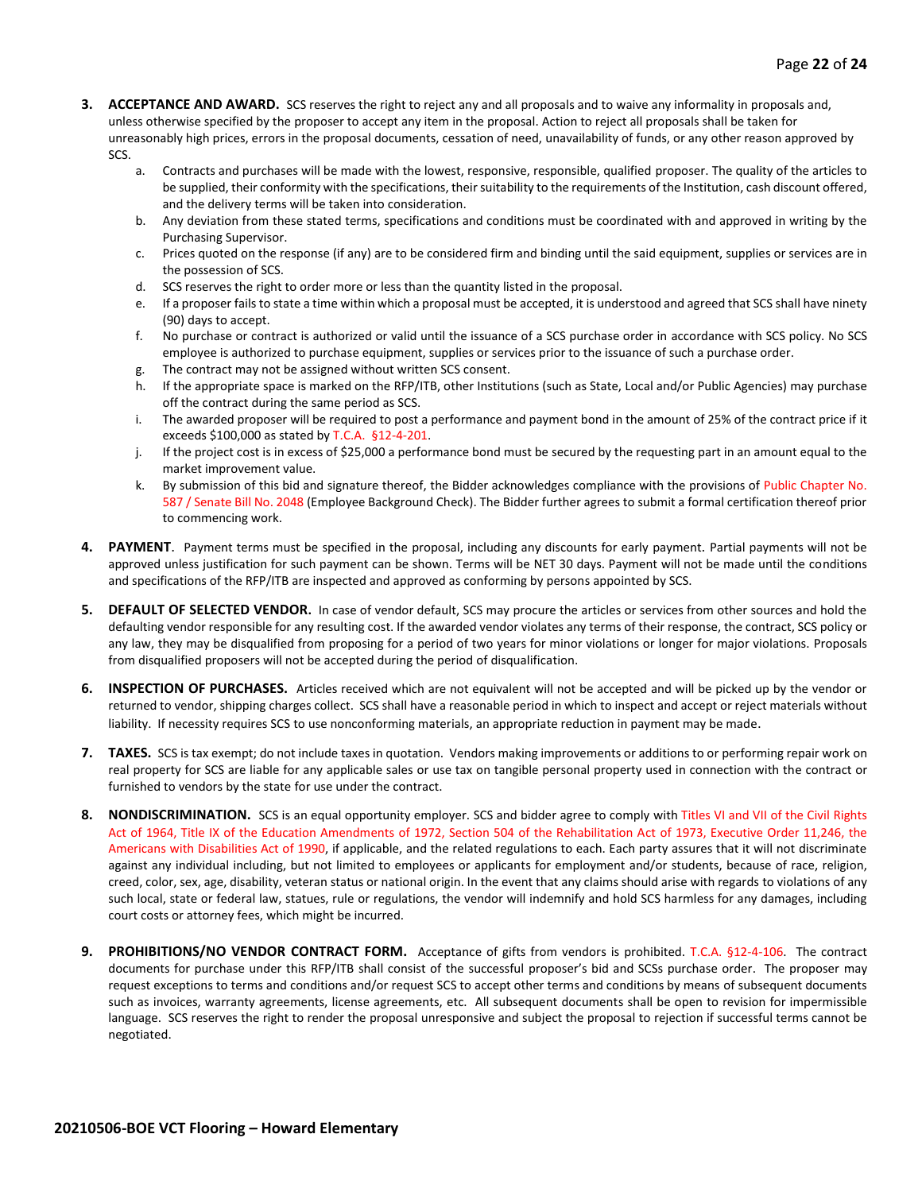3. **ACCEPTANCE AND AWARD.** SCS reserves the right to reject any and all proposals and to waive any informality in proposals and, unless otherwise specified by the proposer to accept any item in the proposal. Action to reject all proposals shall be taken for unreasonably high prices, errors in the proposal documents, cessation of need, unavailability of funds, or any other reason approved by SCS.
   a. Contracts and purchases will be made with the lowest, responsive, responsible, qualified proposer. The quality of the articles to be supplied, their conformity with the specifications, their suitability to the requirements of the Institution, cash discount offered, and the delivery terms will be taken into consideration.
   b. Any deviation from these stated terms, specifications and conditions must be coordinated with and approved in writing by the Purchasing Supervisor.
   c. Prices quoted on the response (if any) are to be considered firm and binding until the said equipment, supplies or services are in the possession of SCS.
   d. SCS reserves the right to order more or less than the quantity listed in the proposal.
   e. If a proposer fails to state a time within which a proposal must be accepted, it is understood and agreed that SCS shall have ninety (90) days to accept.
   f. No purchase or contract is authorized or valid until the issuance of a SCS purchase order in accordance with SCS policy. No SCS employee is authorized to purchase equipment, supplies or services prior to the issuance of such a purchase order.
   g. The contract may not be assigned without written SCS consent.
   h. If the appropriate space is marked on the RFP/ITB, other Institutions (such as State, Local and/or Public Agencies) may purchase off the contract during the same period as SCS.
   i. The awarded proposer will be required to post a performance and payment bond in the amount of 25% of the contract price if it exceeds $100,000 as stated by T.C.A. §12-4-201.
   j. If the project cost is in excess of $25,000 a performance bond must be secured by the requesting part in an amount equal to the market improvement value.
   k. By submission of this bid and signature thereof, the Bidder acknowledges compliance with the provisions of Public Chapter No. 587 / Senate Bill No. 2048 (Employee Background Check). The Bidder further agrees to submit a formal certification thereof prior to commencing work.

4. **PAYMENT**. Payment terms must be specified in the proposal, including any discounts for early payment. Partial payments will not be approved unless justification for such payment can be shown. Terms will be NET 30 days. Payment will not be made until the conditions and specifications of the RFP/ITB are inspected and approved as conforming by persons appointed by SCS.

5. **DEFAULT OF SELECTED VENDOR.** In case of vendor default, SCS may procure the articles or services from other sources and hold the defaulting vendor responsible for any resulting cost. If the awarded vendor violates any terms of their response, the contract, SCS policy or any law, they may be disqualified from proposing for a period of two years for minor violations or longer for major violations. Proposals from disqualified proposers will not be accepted during the period of disqualification.

6. **INSPECTION OF PURCHASES.** Articles received which are not equivalent will not be accepted and will be picked up by the vendor or returned to vendor, shipping charges collect. SCS shall have a reasonable period in which to inspect and accept or reject materials without liability. If necessity requires SCS to use nonconforming materials, an appropriate reduction in payment may be made.

7. **TAXES.** SCS is tax exempt; do not include taxes in quotation. Vendors making improvements or additions to or performing repair work on real property for SCS are liable for any applicable sales or use tax on tangible personal property used in connection with the contract or furnished to vendors by the state for use under the contract.

8. **NONDISCRIMINATION.** SCS is an equal opportunity employer. SCS and bidder agree to comply with Titles VI and VII of the Civil Rights Act of 1964, Title IX of the Education Amendments of 1972, Section 504 of the Rehabilitation Act of 1973, Executive Order 11,246, the Americans with Disabilities Act of 1990, if applicable, and the related regulations to each. Each party assures that it will not discriminate against any individual including, but not limited to employees or applicants for employment and/or students, because of race, religion, creed, color, sex, age, disability, veteran status or national origin. In the event that any claims should arise with regards to violations of any such local, state or federal law, statues, rule or regulations, the vendor will indemnify and hold SCS harmless for any damages, including court costs or attorney fees, which might be incurred.

9. **PROHIBITIONS/NO VENDOR CONTRACT FORM.** Acceptance of gifts from vendors is prohibited. T.C.A. §12-4-106. The contract documents for purchase under this RFP/ITB shall consist of the successful proposer's bid and SCSs purchase order. The proposer may request exceptions to terms and conditions and/or request SCS to accept other terms and conditions by means of subsequent documents such as invoices, warranty agreements, license agreements, etc. All subsequent documents shall be open to revision for impermissible language. SCS reserves the right to render the proposal unresponsive and subject the proposal to rejection if successful terms cannot be negotiated.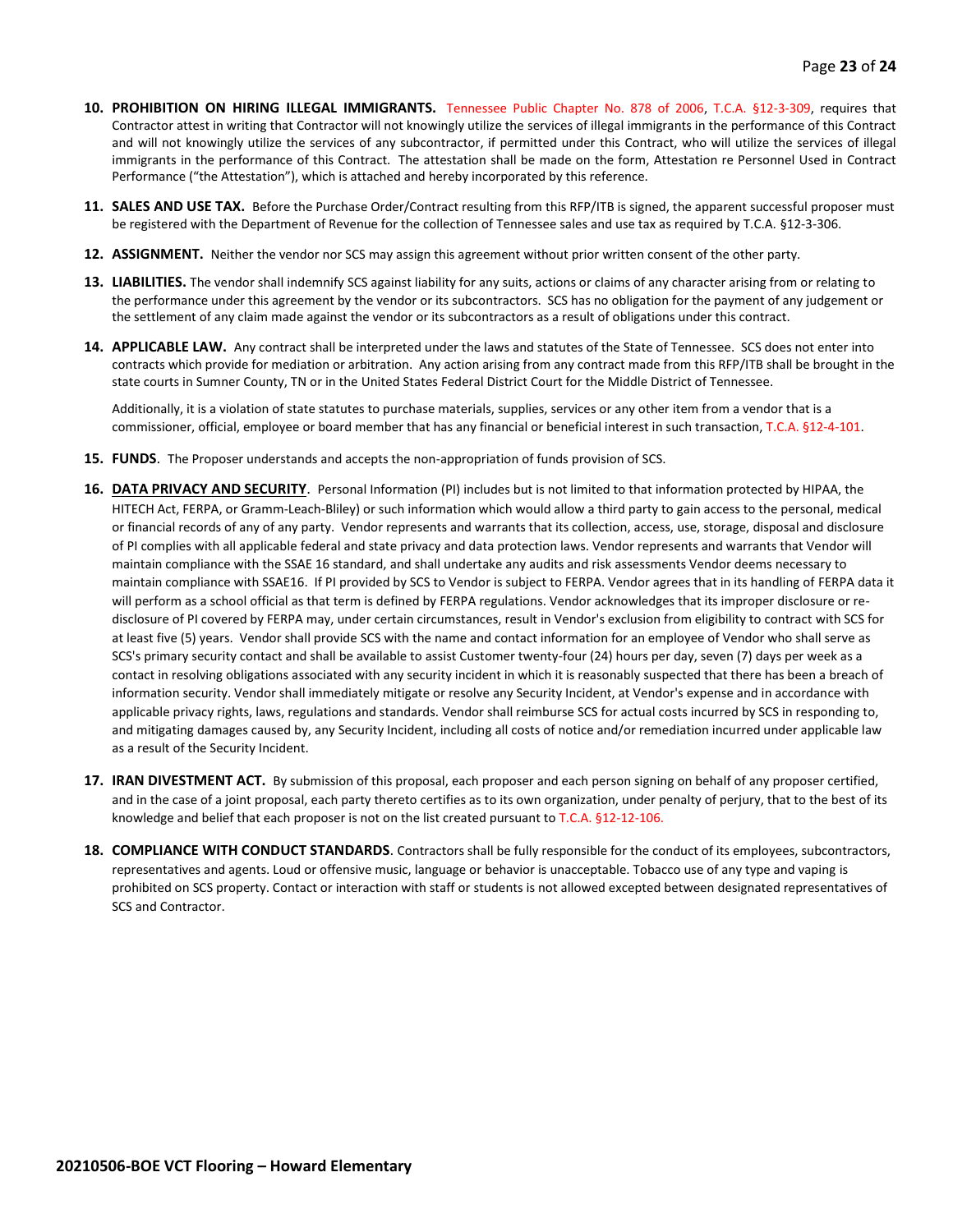10. **PROHIBITION ON HIRING ILLEGAL IMMIGRANTS.** Tennessee Public Chapter No. 878 of 2006, T.C.A. §12-3-309, requires that Contractor attest in writing that Contractor will not knowingly utilize the services of illegal immigrants in the performance of this Contract and will not knowingly utilize the services of any subcontractor, if permitted under this Contract, who will utilize the services of illegal immigrants in the performance of this Contract. The attestation shall be made on the form, Attestation re Personnel Used in Contract Performance ("the Attestation"), which is attached and hereby incorporated by this reference.

11. **SALES AND USE TAX.** Before the Purchase Order/Contract resulting from this RFP/ITB is signed, the apparent successful proposer must be registered with the Department of Revenue for the collection of Tennessee sales and use tax as required by T.C.A. §12-3-306.

12. **ASSIGNMENT.** Neither the vendor nor SCS may assign this agreement without prior written consent of the other party.

13. **LIABILITIES.** The vendor shall indemnify SCS against liability for any suits, actions or claims of any character arising from or relating to the performance under this agreement by the vendor or its subcontractors. SCS has no obligation for the payment of any judgement or the settlement of any claim made against the vendor or its subcontractors as a result of obligations under this contract.

14. **APPLICABLE LAW.** Any contract shall be interpreted under the laws and statutes of the State of Tennessee. SCS does not enter into contracts which provide for mediation or arbitration. Any action arising from any contract made from this RFP/ITB shall be brought in the state courts in Sumner County, TN or in the United States Federal District Court for the Middle District of Tennessee.

    Additionally, it is a violation of state statutes to purchase materials, supplies, services or any other item from a vendor that is a commissioner, official, employee or board member that has any financial or beneficial interest in such transaction, T.C.A. §12-4-101.

15. **FUNDS**. The Proposer understands and accepts the non-appropriation of funds provision of SCS.

16. **<u>DATA PRIVACY AND SECURITY</u>**. Personal Information (PI) includes but is not limited to that information protected by HIPAA, the HITECH Act, FERPA, or Gramm-Leach-Bliley) or such information which would allow a third party to gain access to the personal, medical or financial records of any of any party. Vendor represents and warrants that its collection, access, use, storage, disposal and disclosure of PI complies with all applicable federal and state privacy and data protection laws. Vendor represents and warrants that Vendor will maintain compliance with the SSAE 16 standard, and shall undertake any audits and risk assessments Vendor deems necessary to maintain compliance with SSAE16. If PI provided by SCS to Vendor is subject to FERPA. Vendor agrees that in its handling of FERPA data it will perform as a school official as that term is defined by FERPA regulations. Vendor acknowledges that its improper disclosure or re-disclosure of PI covered by FERPA may, under certain circumstances, result in Vendor's exclusion from eligibility to contract with SCS for at least five (5) years. Vendor shall provide SCS with the name and contact information for an employee of Vendor who shall serve as SCS's primary security contact and shall be available to assist Customer twenty-four (24) hours per day, seven (7) days per week as a contact in resolving obligations associated with any security incident in which it is reasonably suspected that there has been a breach of information security. Vendor shall immediately mitigate or resolve any Security Incident, at Vendor's expense and in accordance with applicable privacy rights, laws, regulations and standards. Vendor shall reimburse SCS for actual costs incurred by SCS in responding to, and mitigating damages caused by, any Security Incident, including all costs of notice and/or remediation incurred under applicable law as a result of the Security Incident.

17. **IRAN DIVESTMENT ACT.** By submission of this proposal, each proposer and each person signing on behalf of any proposer certified, and in the case of a joint proposal, each party thereto certifies as to its own organization, under penalty of perjury, that to the best of its knowledge and belief that each proposer is not on the list created pursuant to T.C.A. §12-12-106.

18. **COMPLIANCE WITH CONDUCT STANDARDS**. Contractors shall be fully responsible for the conduct of its employees, subcontractors, representatives and agents. Loud or offensive music, language or behavior is unacceptable. Tobacco use of any type and vaping is prohibited on SCS property. Contact or interaction with staff or students is not allowed excepted between designated representatives of SCS and Contractor.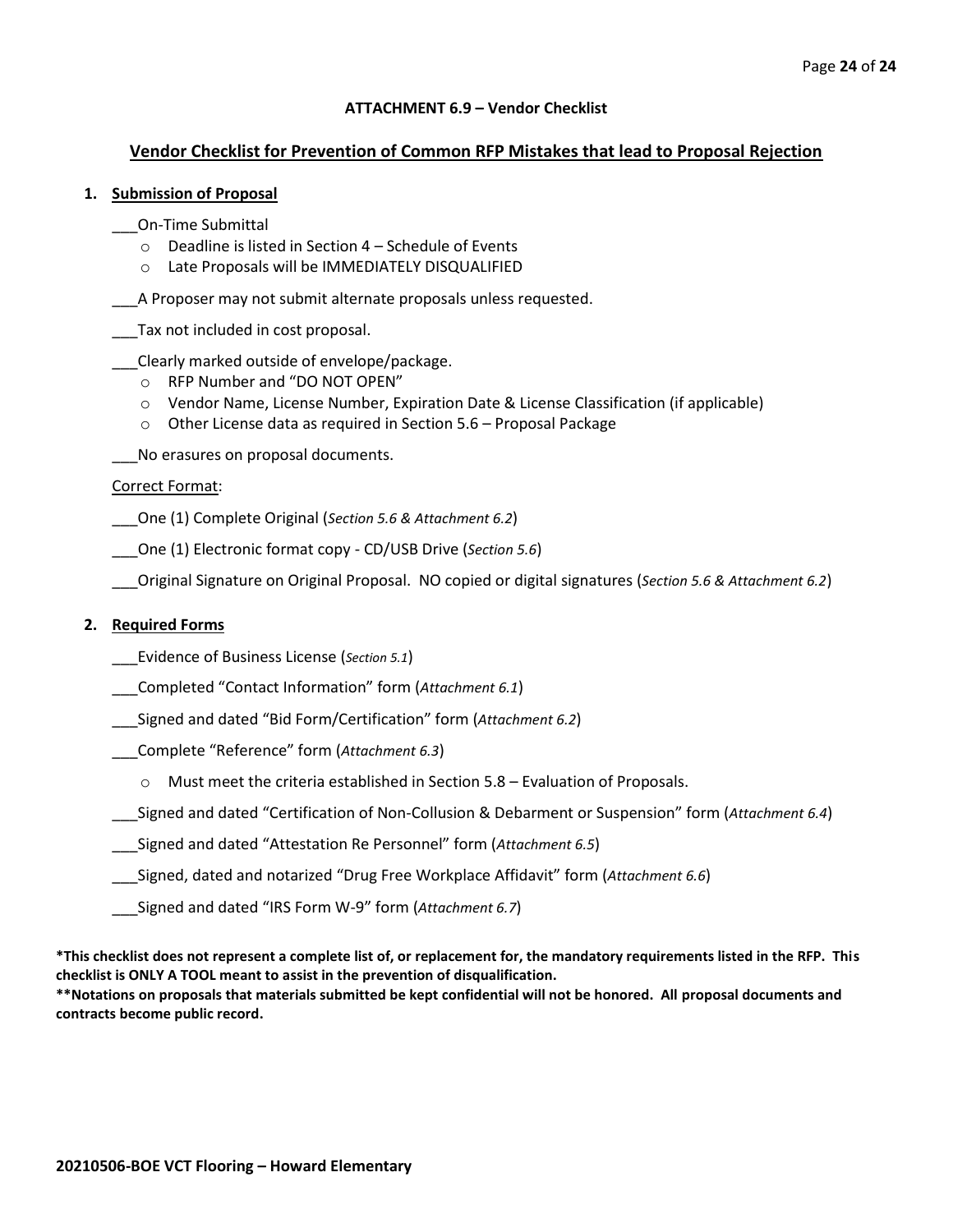**ATTACHMENT 6.9 – Vendor Checklist**

## Vendor Checklist for Prevention of Common RFP Mistakes that lead to Proposal Rejection

1. **Submission of Proposal**

___On-Time Submittal

- Deadline is listed in Section 4 – Schedule of Events
- Late Proposals will be IMMEDIATELY DISQUALIFIED

___A Proposer may not submit alternate proposals unless requested.

___Tax not included in cost proposal.

___Clearly marked outside of envelope/package.

- RFP Number and "DO NOT OPEN"
- Vendor Name, License Number, Expiration Date & License Classification (if applicable)
- Other License data as required in Section 5.6 – Proposal Package

___No erasures on proposal documents.

Correct Format:

___One (1) Complete Original (*Section 5.6 & Attachment 6.2*)

___One (1) Electronic format copy - CD/USB Drive (*Section 5.6*)

___Original Signature on Original Proposal. NO copied or digital signatures (*Section 5.6 & Attachment 6.2*)

2. **Required Forms**

___Evidence of Business License (*Section 5.1*)

___Completed "Contact Information" form (*Attachment 6.1*)

___Signed and dated "Bid Form/Certification" form (*Attachment 6.2*)

___Complete "Reference" form (*Attachment 6.3*)

- Must meet the criteria established in Section 5.8 – Evaluation of Proposals.

___Signed and dated "Certification of Non-Collusion & Debarment or Suspension" form (*Attachment 6.4*)

___Signed and dated "Attestation Re Personnel" form (*Attachment 6.5*)

___Signed, dated and notarized "Drug Free Workplace Affidavit" form (*Attachment 6.6*)

___Signed and dated "IRS Form W-9" form (*Attachment 6.7*)

**\*This checklist does not represent a complete list of, or replacement for, the mandatory requirements listed in the RFP. This checklist is ONLY A TOOL meant to assist in the prevention of disqualification.**

**\*\*Notations on proposals that materials submitted be kept confidential will not be honored. All proposal documents and contracts become public record.**

**20210506-BOE VCT Flooring – Howard Elementary**